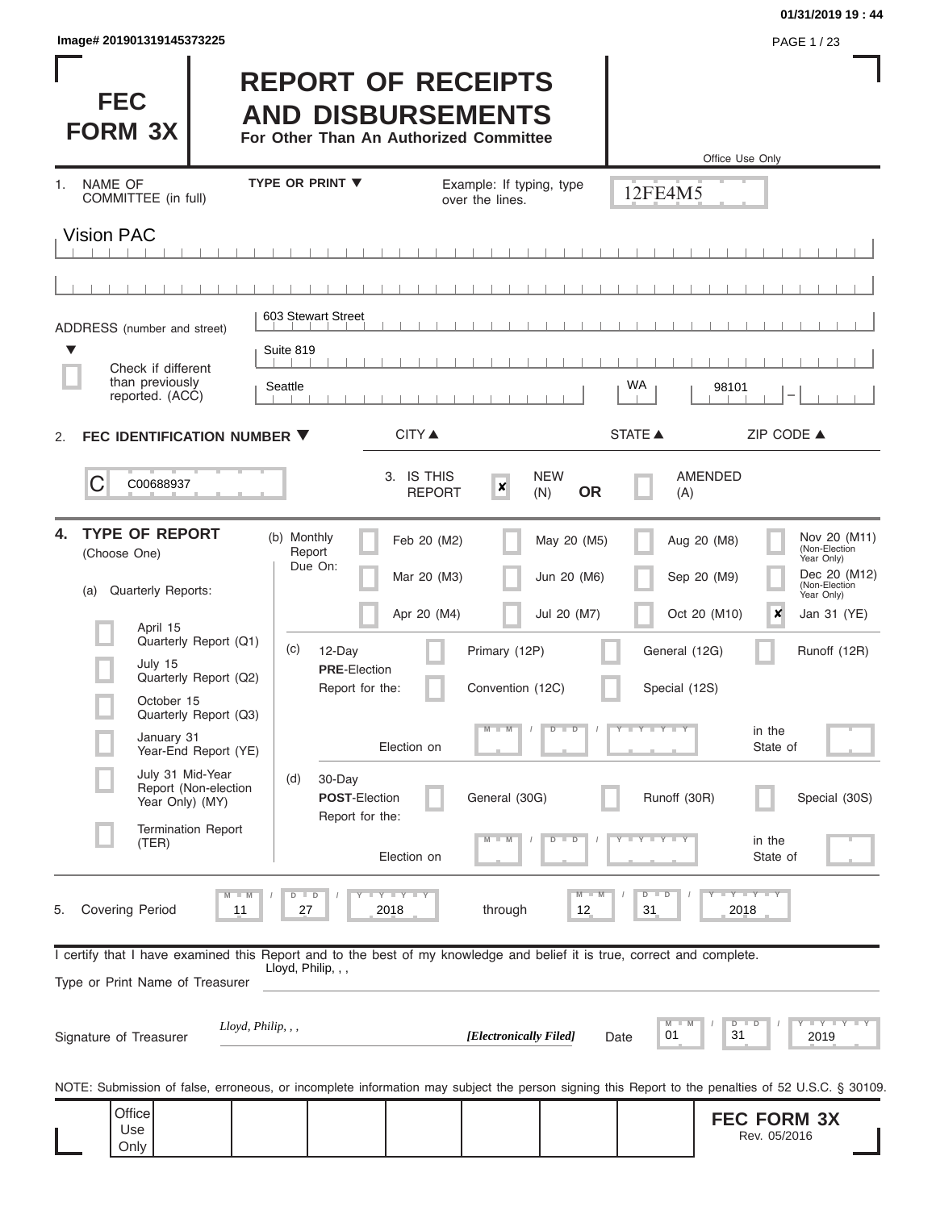Image# 201901319145373225

01/31/2019 19 : 44

# FEC FORM 3X

# REPORT OF RECEIPTS AND DISBURSEMENTS

**For Other Than An Authorized Committee**

Office Use Only

12FE4M5

1. NAME OF COMMITTEE (in full) — TYPE OR PRINT ▼ — Example: If typing, type over the lines.

Vision PAC

ADDRESS (number and street)

603 Stewart Street

Suite 819

Seattle — WA — 98101

CITY ▲ — STATE ▲ — ZIP CODE ▲

☐ Check if different than previously reported. (ACC)

2. **FEC IDENTIFICATION NUMBER ▼**

C00688937

3. IS THIS REPORT — ☒ NEW (N) **OR** ☐ AMENDED (A)

4. **TYPE OF REPORT** (Choose One)

(a) Quarterly Reports:

- ☐ April 15 Quarterly Report (Q1)
- ☐ July 15 Quarterly Report (Q2)
- ☐ October 15 Quarterly Report (Q3)
- ☐ January 31 Year-End Report (YE)
- ☐ July 31 Mid-Year Report (Non-election Year Only) (MY)
- ☐ Termination Report (TER)

(b) Monthly Report Due On:

- ☐ Feb 20 (M2)
- ☐ Mar 20 (M3)
- ☐ Apr 20 (M4)
- ☐ May 20 (M5)
- ☐ Jun 20 (M6)
- ☐ Jul 20 (M7)
- ☐ Aug 20 (M8)
- ☐ Sep 20 (M9)
- ☐ Oct 20 (M10)
- ☐ Nov 20 (M11) (Non-Election Year Only)
- ☐ Dec 20 (M12) (Non-Election Year Only)
- ☒ Jan 31 (YE)

(c) 12-Day **PRE**-Election Report for the:

- ☐ Primary (12P)
- ☐ General (12G)
- ☐ Runoff (12R)
- ☐ Convention (12C)
- ☐ Special (12S)

Election on MM / DD / YYYY in the State of

(d) 30-Day **POST**-Election Report for the:

- ☐ General (30G)
- ☐ Runoff (30R)
- ☐ Special (30S)

Election on MM / DD / YYYY in the State of

5. Covering Period 11 / 27 / 2018 through 12 / 31 / 2018

I certify that I have examined this Report and to the best of my knowledge and belief it is true, correct and complete.

Type or Print Name of Treasurer: Lloyd, Philip, , ,

Signature of Treasurer: *Lloyd, Philip, , ,* — ***[Electronically Filed]*** — Date 01 / 31 / 2019

NOTE: Submission of false, erroneous, or incomplete information may subject the person signing this Report to the penalties of 52 U.S.C. § 30109.

Office Use Only

**FEC FORM 3X**
Rev. 05/2016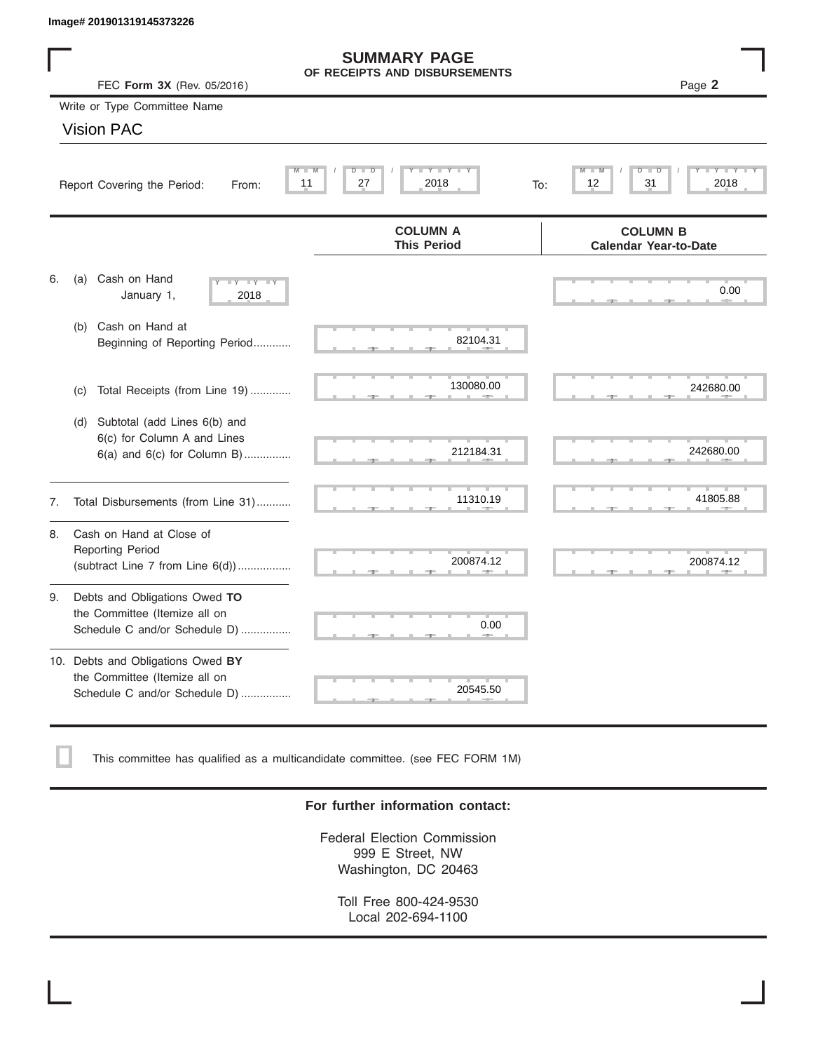Image# 201901319145373226

# SUMMARY PAGE
## OF RECEIPTS AND DISBURSEMENTS

FEC **Form 3X** (Rev. 05/2016)

Write or Type Committee Name

Vision PAC

Report Covering the Period: From: 11 / 27 / 2018 To: 12 / 31 / 2018

| | COLUMN A This Period | COLUMN B Calendar Year-to-Date |
|---|---|---|
| 6. (a) Cash on Hand January 1, 2018 | | 0.00 |
| (b) Cash on Hand at Beginning of Reporting Period | 82104.31 | |
| (c) Total Receipts (from Line 19) | 130080.00 | 242680.00 |
| (d) Subtotal (add Lines 6(b) and 6(c) for Column A and Lines 6(a) and 6(c) for Column B) | 212184.31 | 242680.00 |
| 7. Total Disbursements (from Line 31) | 11310.19 | 41805.88 |
| 8. Cash on Hand at Close of Reporting Period (subtract Line 7 from Line 6(d)) | 200874.12 | 200874.12 |
| 9. Debts and Obligations Owed **TO** the Committee (Itemize all on Schedule C and/or Schedule D) | 0.00 | |
| 10. Debts and Obligations Owed **BY** the Committee (Itemize all on Schedule C and/or Schedule D) | 20545.50 | |

☐ This committee has qualified as a multicandidate committee. (see FEC FORM 1M)

**For further information contact:**

Federal Election Commission
999 E Street, NW
Washington, DC 20463

Toll Free 800-424-9530
Local 202-694-1100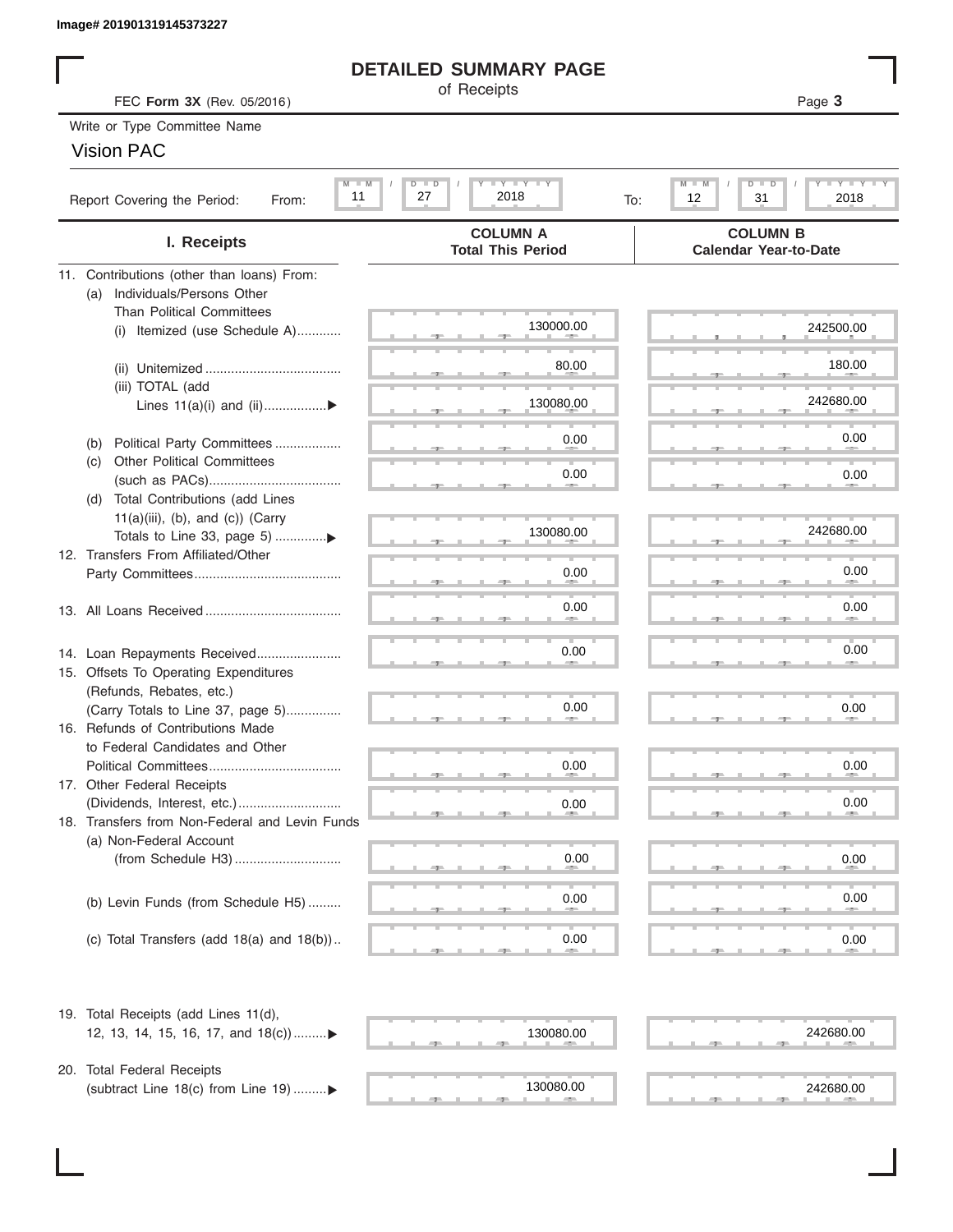Image# 201901319145373227

# DETAILED SUMMARY PAGE

of Receipts

FEC **Form 3X** (Rev. 05/2016)

Write or Type Committee Name

Vision PAC

Report Covering the Period: From: 11 / 27 / 2018 To: 12 / 31 / 2018

| I. Receipts | COLUMN A Total This Period | COLUMN B Calendar Year-to-Date |
|---|---|---|
| 11. Contributions (other than loans) From: | | |
| (a) Individuals/Persons Other Than Political Committees | | |
| (i) Itemized (use Schedule A) | 130000.00 | 242500.00 |
| (ii) Unitemized | 80.00 | 180.00 |
| (iii) TOTAL (add Lines 11(a)(i) and (ii) ▶ | 130080.00 | 242680.00 |
| (b) Political Party Committees | 0.00 | 0.00 |
| (c) Other Political Committees (such as PACs) | 0.00 | 0.00 |
| (d) Total Contributions (add Lines 11(a)(iii), (b), and (c)) (Carry Totals to Line 33, page 5) ▶ | 130080.00 | 242680.00 |
| 12. Transfers From Affiliated/Other Party Committees | 0.00 | 0.00 |
| 13. All Loans Received | 0.00 | 0.00 |
| 14. Loan Repayments Received | 0.00 | 0.00 |
| 15. Offsets To Operating Expenditures (Refunds, Rebates, etc.) (Carry Totals to Line 37, page 5) | 0.00 | 0.00 |
| 16. Refunds of Contributions Made to Federal Candidates and Other Political Committees | 0.00 | 0.00 |
| 17. Other Federal Receipts (Dividends, Interest, etc.) | 0.00 | 0.00 |
| 18. Transfers from Non-Federal and Levin Funds | | |
| (a) Non-Federal Account (from Schedule H3) | 0.00 | 0.00 |
| (b) Levin Funds (from Schedule H5) | 0.00 | 0.00 |
| (c) Total Transfers (add 18(a) and 18(b)) | 0.00 | 0.00 |
| 19. Total Receipts (add Lines 11(d), 12, 13, 14, 15, 16, 17, and 18(c)) ▶ | 130080.00 | 242680.00 |
| 20. Total Federal Receipts (subtract Line 18(c) from Line 19) ▶ | 130080.00 | 242680.00 |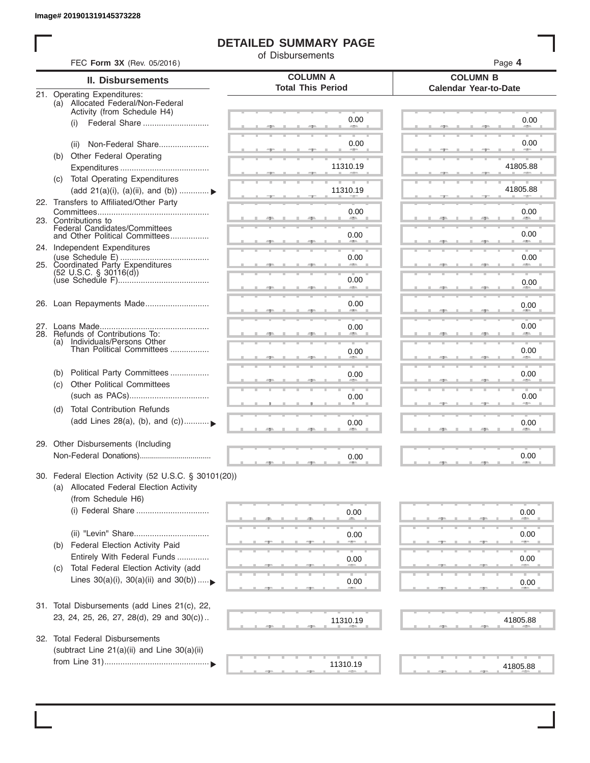Image# 201901319145373228

# DETAILED SUMMARY PAGE

of Disbursements

FEC **Form 3X** (Rev. 05/2016)

Page **4**

| II. Disbursements | COLUMN A Total This Period | COLUMN B Calendar Year-to-Date |
|---|---|---|
| 21. Operating Expenditures: | | |
| (a) Allocated Federal/Non-Federal Activity (from Schedule H4) | | |
| (i) Federal Share | 0.00 | 0.00 |
| (ii) Non-Federal Share | 0.00 | 0.00 |
| (b) Other Federal Operating Expenditures | 11310.19 | 41805.88 |
| (c) Total Operating Expenditures (add 21(a)(i), (a)(ii), and (b)) | 11310.19 | 41805.88 |
| 22. Transfers to Affiliated/Other Party Committees | 0.00 | 0.00 |
| 23. Contributions to Federal Candidates/Committees and Other Political Committees | 0.00 | 0.00 |
| 24. Independent Expenditures (use Schedule E) | 0.00 | 0.00 |
| 25. Coordinated Party Expenditures (52 U.S.C. § 30116(d)) (use Schedule F) | 0.00 | 0.00 |
| 26. Loan Repayments Made | 0.00 | 0.00 |
| 27. Loans Made | 0.00 | 0.00 |
| 28. Refunds of Contributions To: | | |
| (a) Individuals/Persons Other Than Political Committees | 0.00 | 0.00 |
| (b) Political Party Committees | 0.00 | 0.00 |
| (c) Other Political Committees (such as PACs) | 0.00 | 0.00 |
| (d) Total Contribution Refunds (add Lines 28(a), (b), and (c)) | 0.00 | 0.00 |
| 29. Other Disbursements (Including Non-Federal Donations) | 0.00 | 0.00 |
| 30. Federal Election Activity (52 U.S.C. § 30101(20)) | | |
| (a) Allocated Federal Election Activity (from Schedule H6) | | |
| (i) Federal Share | 0.00 | 0.00 |
| (ii) "Levin" Share | 0.00 | 0.00 |
| (b) Federal Election Activity Paid Entirely With Federal Funds | 0.00 | 0.00 |
| (c) Total Federal Election Activity (add Lines 30(a)(i), 30(a)(ii) and 30(b)) | 0.00 | 0.00 |
| 31. Total Disbursements (add Lines 21(c), 22, 23, 24, 25, 26, 27, 28(d), 29 and 30(c)) | 11310.19 | 41805.88 |
| 32. Total Federal Disbursements (subtract Line 21(a)(ii) and Line 30(a)(ii) from Line 31) | 11310.19 | 41805.88 |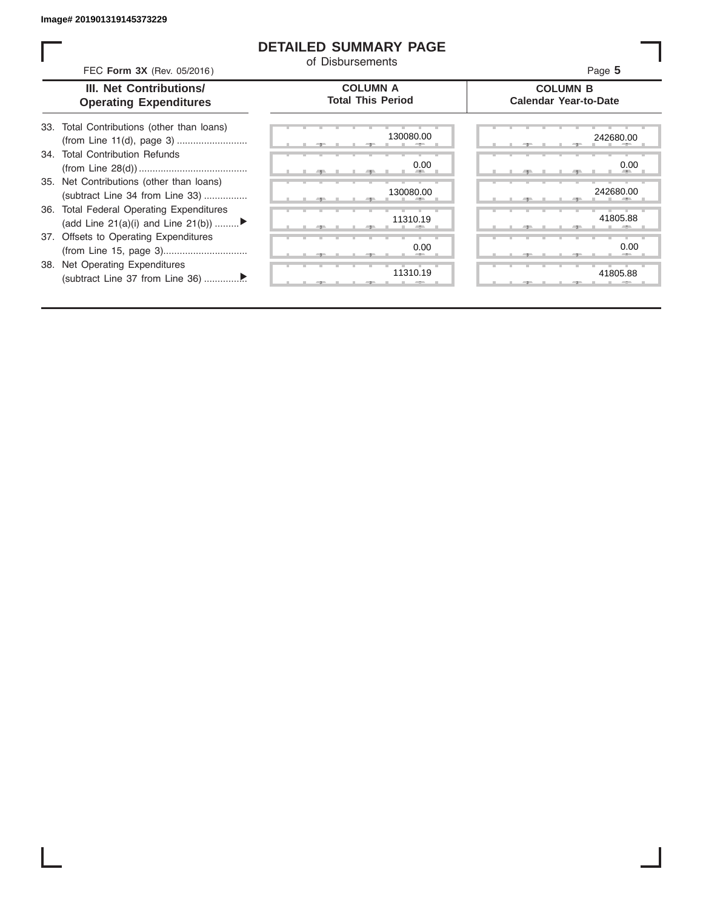Image# 201901319145373229

# DETAILED SUMMARY PAGE

of Disbursements

FEC **Form 3X** (Rev. 05/2016)

Page **5**

| III. Net Contributions/ Operating Expenditures | COLUMN A Total This Period | COLUMN B Calendar Year-to-Date |
|---|---|---|
| 33. Total Contributions (other than loans) (from Line 11(d), page 3) | 130080.00 | 242680.00 |
| 34. Total Contribution Refunds (from Line 28(d)) | 0.00 | 0.00 |
| 35. Net Contributions (other than loans) (subtract Line 34 from Line 33) | 130080.00 | 242680.00 |
| 36. Total Federal Operating Expenditures (add Line 21(a)(i) and Line 21(b)) ▶ | 11310.19 | 41805.88 |
| 37. Offsets to Operating Expenditures (from Line 15, page 3) | 0.00 | 0.00 |
| 38. Net Operating Expenditures (subtract Line 37 from Line 36) ▶ | 11310.19 | 41805.88 |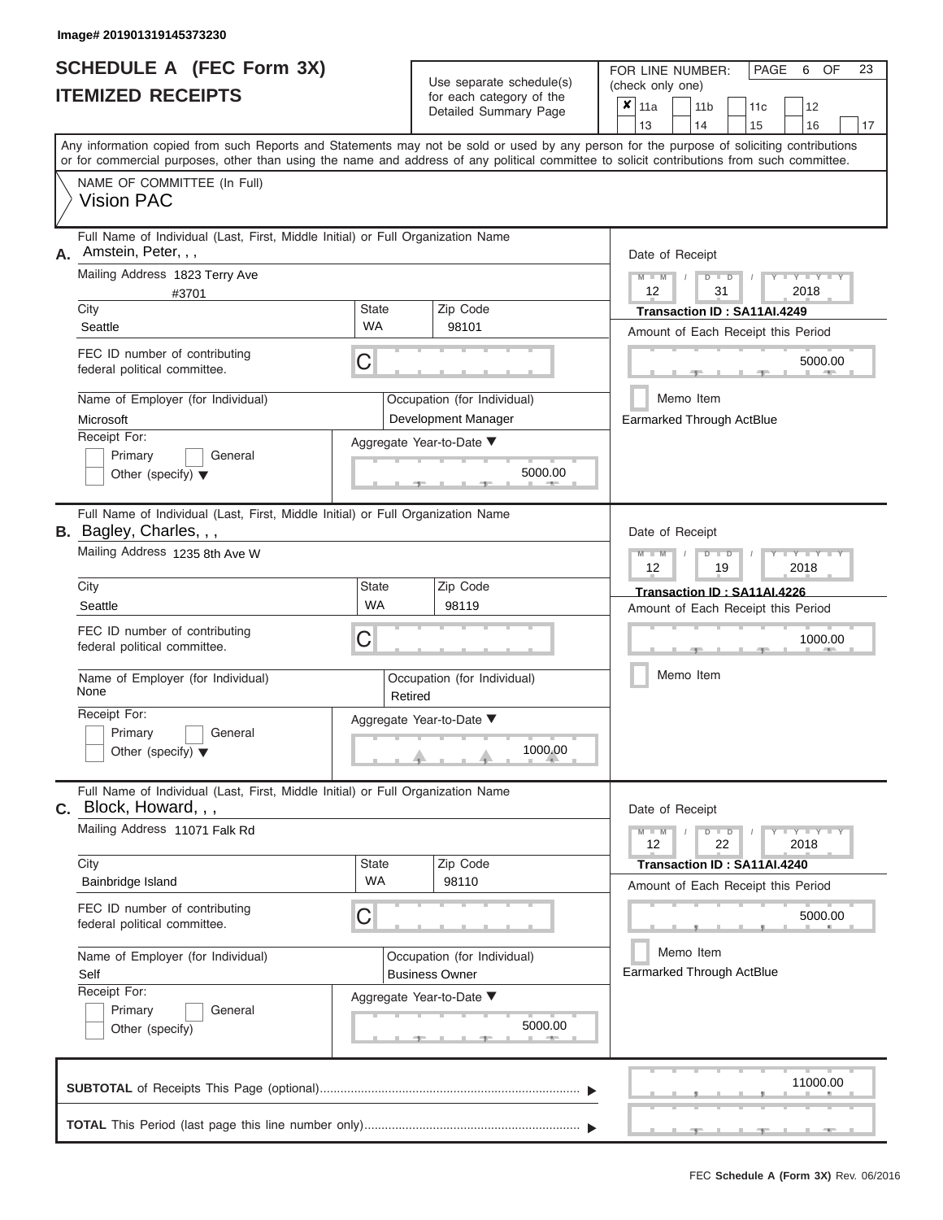Image# 201901319145373230

# SCHEDULE A (FEC Form 3X)
## ITEMIZED RECEIPTS

Use separate schedule(s) for each category of the Detailed Summary Page

FOR LINE NUMBER: (check only one)

- [x] 11a
- [ ] 11b
- [ ] 11c
- [ ] 12
- [ ] 13
- [ ] 14
- [ ] 15
- [ ] 16
- [ ] 17

PAGE 6 OF 23

Any information copied from such Reports and Statements may not be sold or used by any person for the purpose of soliciting contributions or for commercial purposes, other than using the name and address of any political committee to solicit contributions from such committee.

NAME OF COMMITTEE (In Full)
Vision PAC

---

**A.** Full Name of Individual (Last, First, Middle Initial) or Full Organization Name: Amstein, Peter, , ,

Mailing Address: 1823 Terry Ave #3701

City: Seattle | State: WA | Zip Code: 98101

FEC ID number of contributing federal political committee: C

Name of Employer (for Individual): Microsoft

Occupation (for Individual): Development Manager

Receipt For: Primary / General / Other (specify)

Aggregate Year-to-Date: 5000.00

Date of Receipt: 12 / 31 / 2018

Transaction ID : SA11AI.4249

Amount of Each Receipt this Period: 5000.00

Memo Item

Earmarked Through ActBlue

---

**B.** Full Name of Individual (Last, First, Middle Initial) or Full Organization Name: Bagley, Charles, , ,

Mailing Address: 1235 8th Ave W

City: Seattle | State: WA | Zip Code: 98119

FEC ID number of contributing federal political committee: C

Name of Employer (for Individual): None

Occupation (for Individual): Retired

Receipt For: Primary / General / Other (specify)

Aggregate Year-to-Date: 1000.00

Date of Receipt: 12 / 19 / 2018

Transaction ID : SA11AI.4226

Amount of Each Receipt this Period: 1000.00

Memo Item

---

**C.** Full Name of Individual (Last, First, Middle Initial) or Full Organization Name: Block, Howard, , ,

Mailing Address: 11071 Falk Rd

City: Bainbridge Island | State: WA | Zip Code: 98110

FEC ID number of contributing federal political committee: C

Name of Employer (for Individual): Self

Occupation (for Individual): Business Owner

Receipt For: Primary / General / Other (specify)

Aggregate Year-to-Date: 5000.00

Date of Receipt: 12 / 22 / 2018

Transaction ID : SA11AI.4240

Amount of Each Receipt this Period: 5000.00

Memo Item

Earmarked Through ActBlue

---

**SUBTOTAL** of Receipts This Page (optional): 11000.00

**TOTAL** This Period (last page this line number only):

FEC Schedule A (Form 3X) Rev. 06/2016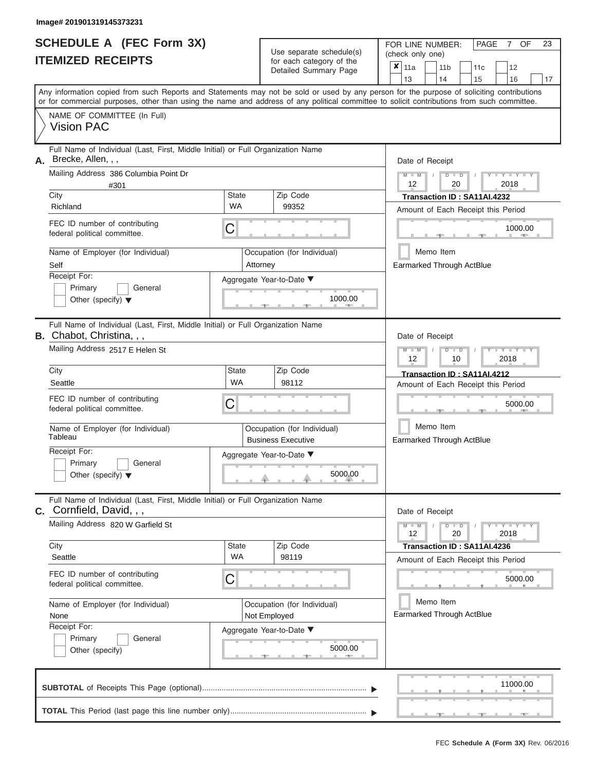Image# 201901319145373231

# SCHEDULE A (FEC Form 3X)
## ITEMIZED RECEIPTS

Use separate schedule(s) for each category of the Detailed Summary Page

FOR LINE NUMBER: (check only one)

| ✘ 11a | 11b | 11c | 12 |
|---|---|---|---|
| 13 | 14 | 15 | 16 | 17 |

PAGE 7 OF 23

Any information copied from such Reports and Statements may not be sold or used by any person for the purpose of soliciting contributions or for commercial purposes, other than using the name and address of any political committee to solicit contributions from such committee.

NAME OF COMMITTEE (In Full)
Vision PAC

---

**A.** Full Name of Individual (Last, First, Middle Initial) or Full Organization Name: Brecke, Allen, , ,

Mailing Address: 386 Columbia Point Dr #301

City: Richland | State: WA | Zip Code: 99352

FEC ID number of contributing federal political committee: C

Name of Employer (for Individual): Self

Occupation (for Individual): Attorney

Receipt For: Primary / General / Other (specify)

Aggregate Year-to-Date: 1000.00

Date of Receipt: 12 / 20 / 2018

Transaction ID : SA11AI.4232

Amount of Each Receipt this Period: 1000.00

Memo Item

Earmarked Through ActBlue

---

**B.** Full Name of Individual (Last, First, Middle Initial) or Full Organization Name: Chabot, Christina, , ,

Mailing Address: 2517 E Helen St

City: Seattle | State: WA | Zip Code: 98112

FEC ID number of contributing federal political committee: C

Name of Employer (for Individual): Tableau

Occupation (for Individual): Business Executive

Receipt For: Primary / General / Other (specify)

Aggregate Year-to-Date: 5000.00

Date of Receipt: 12 / 10 / 2018

Transaction ID : SA11AI.4212

Amount of Each Receipt this Period: 5000.00

Memo Item

Earmarked Through ActBlue

---

**C.** Full Name of Individual (Last, First, Middle Initial) or Full Organization Name: Cornfield, David, , ,

Mailing Address: 820 W Garfield St

City: Seattle | State: WA | Zip Code: 98119

FEC ID number of contributing federal political committee: C

Name of Employer (for Individual): None

Occupation (for Individual): Not Employed

Receipt For: Primary / General / Other (specify)

Aggregate Year-to-Date: 5000.00

Date of Receipt: 12 / 20 / 2018

Transaction ID : SA11AI.4236

Amount of Each Receipt this Period: 5000.00

Memo Item

Earmarked Through ActBlue

---

**SUBTOTAL** of Receipts This Page (optional): 11000.00

**TOTAL** This Period (last page this line number only):

FEC **Schedule A (Form 3X)** Rev. 06/2016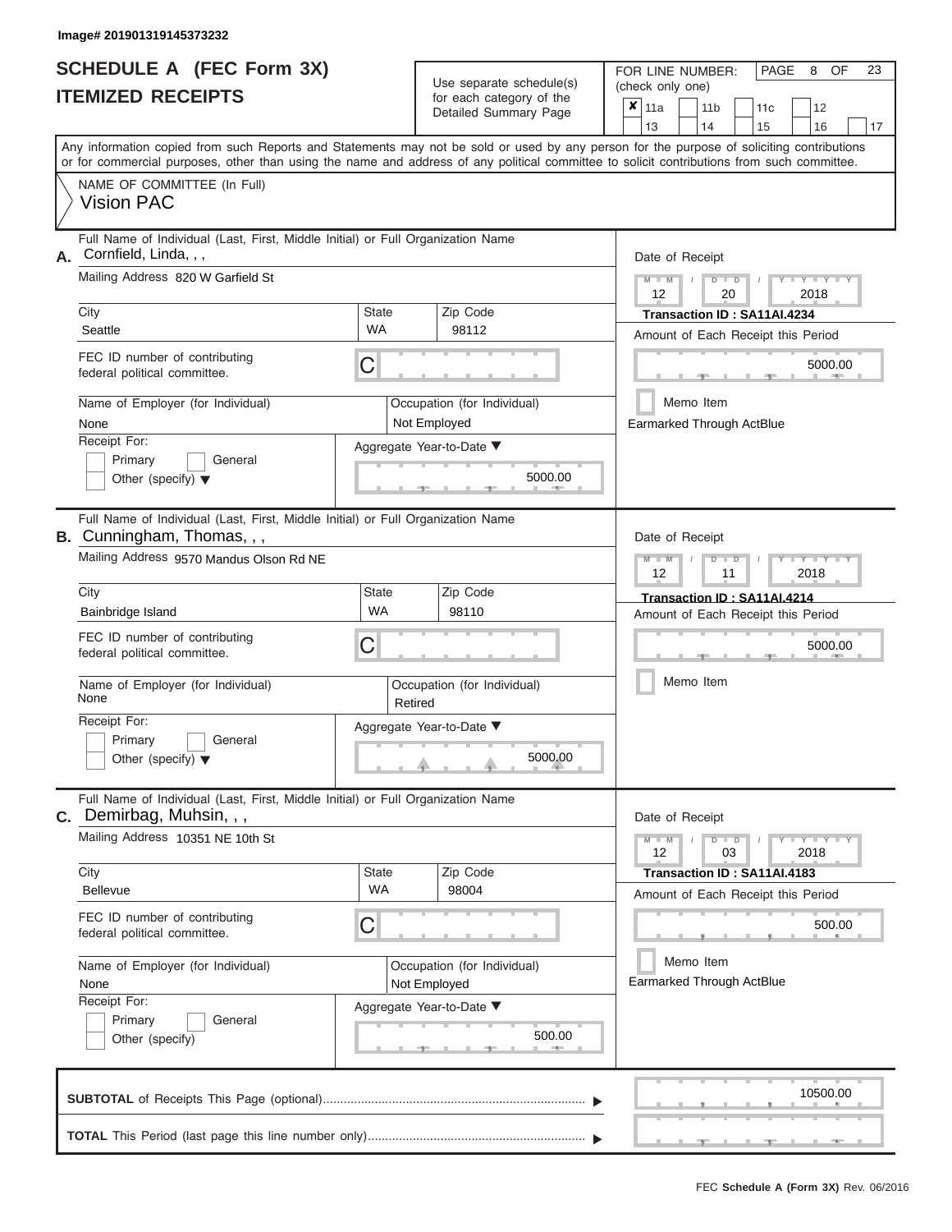Image# 201901319145373232

# SCHEDULE A (FEC Form 3X)
## ITEMIZED RECEIPTS

Use separate schedule(s) for each category of the Detailed Summary Page

FOR LINE NUMBER: (check only one)

- [x] 11a
- [ ] 11b
- [ ] 11c
- [ ] 12
- [ ] 13
- [ ] 14
- [ ] 15
- [ ] 16
- [ ] 17

PAGE 8 OF 23

Any information copied from such Reports and Statements may not be sold or used by any person for the purpose of soliciting contributions or for commercial purposes, other than using the name and address of any political committee to solicit contributions from such committee.

NAME OF COMMITTEE (In Full)
Vision PAC

---

**A.** Full Name of Individual (Last, First, Middle Initial) or Full Organization Name: Cornfield, Linda, , ,

Mailing Address: 820 W Garfield St

City: Seattle | State: WA | Zip Code: 98112

FEC ID number of contributing federal political committee: C

Name of Employer (for Individual): None

Occupation (for Individual): Not Employed

Receipt For: Primary / General / Other (specify)

Aggregate Year-to-Date: 5000.00

Date of Receipt: 12 / 20 / 2018

Transaction ID : SA11AI.4234

Amount of Each Receipt this Period: 5000.00

Memo Item

Earmarked Through ActBlue

---

**B.** Full Name of Individual (Last, First, Middle Initial) or Full Organization Name: Cunningham, Thomas, , ,

Mailing Address: 9570 Mandus Olson Rd NE

City: Bainbridge Island | State: WA | Zip Code: 98110

FEC ID number of contributing federal political committee: C

Name of Employer (for Individual): None

Occupation (for Individual): Retired

Receipt For: Primary / General / Other (specify)

Aggregate Year-to-Date: 5000.00

Date of Receipt: 12 / 11 / 2018

Transaction ID : SA11AI.4214

Amount of Each Receipt this Period: 5000.00

Memo Item

---

**C.** Full Name of Individual (Last, First, Middle Initial) or Full Organization Name: Demirbag, Muhsin, , ,

Mailing Address: 10351 NE 10th St

City: Bellevue | State: WA | Zip Code: 98004

FEC ID number of contributing federal political committee: C

Name of Employer (for Individual): None

Occupation (for Individual): Not Employed

Receipt For: Primary / General / Other (specify)

Aggregate Year-to-Date: 500.00

Date of Receipt: 12 / 03 / 2018

Transaction ID : SA11AI.4183

Amount of Each Receipt this Period: 500.00

Memo Item

Earmarked Through ActBlue

---

**SUBTOTAL** of Receipts This Page (optional): 10500.00

**TOTAL** This Period (last page this line number only):

FEC Schedule A (Form 3X) Rev. 06/2016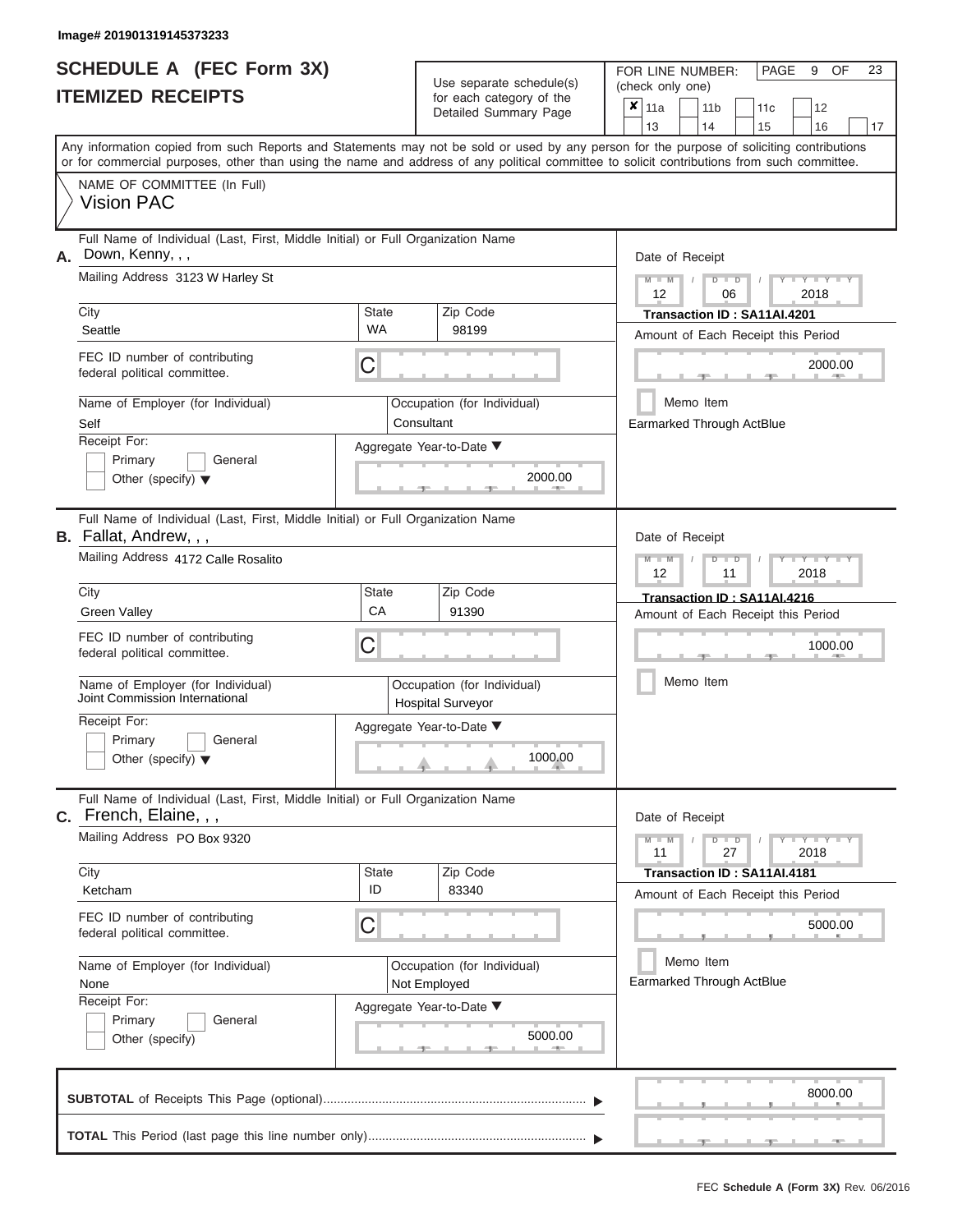Image# 201901319145373233

# SCHEDULE A (FEC Form 3X)
# ITEMIZED RECEIPTS

Use separate schedule(s) for each category of the Detailed Summary Page

FOR LINE NUMBER: (check only one)

☒ 11a ☐ 11b ☐ 11c ☐ 12 ☐ 13 ☐ 14 ☐ 15 ☐ 16 ☐ 17

PAGE 9 OF 23

Any information copied from such Reports and Statements may not be sold or used by any person for the purpose of soliciting contributions or for commercial purposes, other than using the name and address of any political committee to solicit contributions from such committee.

NAME OF COMMITTEE (In Full)
Vision PAC

---

**A.** Full Name of Individual (Last, First, Middle Initial) or Full Organization Name: Down, Kenny, , ,

Mailing Address: 3123 W Harley St

City: Seattle | State: WA | Zip Code: 98199

FEC ID number of contributing federal political committee: C

Name of Employer (for Individual): Self

Occupation (for Individual): Consultant

Receipt For: ☐ Primary ☐ General ☐ Other (specify)

Aggregate Year-to-Date: 2000.00

Date of Receipt: 12 / 06 / 2018

Transaction ID : SA11AI.4201

Amount of Each Receipt this Period: 2000.00

☐ Memo Item

Earmarked Through ActBlue

---

**B.** Full Name of Individual (Last, First, Middle Initial) or Full Organization Name: Fallat, Andrew, , ,

Mailing Address: 4172 Calle Rosalito

City: Green Valley | State: CA | Zip Code: 91390

FEC ID number of contributing federal political committee: C

Name of Employer (for Individual): Joint Commission International

Occupation (for Individual): Hospital Surveyor

Receipt For: ☐ Primary ☐ General ☐ Other (specify)

Aggregate Year-to-Date: 1000.00

Date of Receipt: 12 / 11 / 2018

Transaction ID : SA11AI.4216

Amount of Each Receipt this Period: 1000.00

☐ Memo Item

---

**C.** Full Name of Individual (Last, First, Middle Initial) or Full Organization Name: French, Elaine, , ,

Mailing Address: PO Box 9320

City: Ketcham | State: ID | Zip Code: 83340

FEC ID number of contributing federal political committee: C

Name of Employer (for Individual): None

Occupation (for Individual): Not Employed

Receipt For: ☐ Primary ☐ General ☐ Other (specify)

Aggregate Year-to-Date: 5000.00

Date of Receipt: 11 / 27 / 2018

Transaction ID : SA11AI.4181

Amount of Each Receipt this Period: 5000.00

☐ Memo Item

Earmarked Through ActBlue

---

**SUBTOTAL** of Receipts This Page (optional): 8000.00

**TOTAL** This Period (last page this line number only):

FEC **Schedule A (Form 3X)** Rev. 06/2016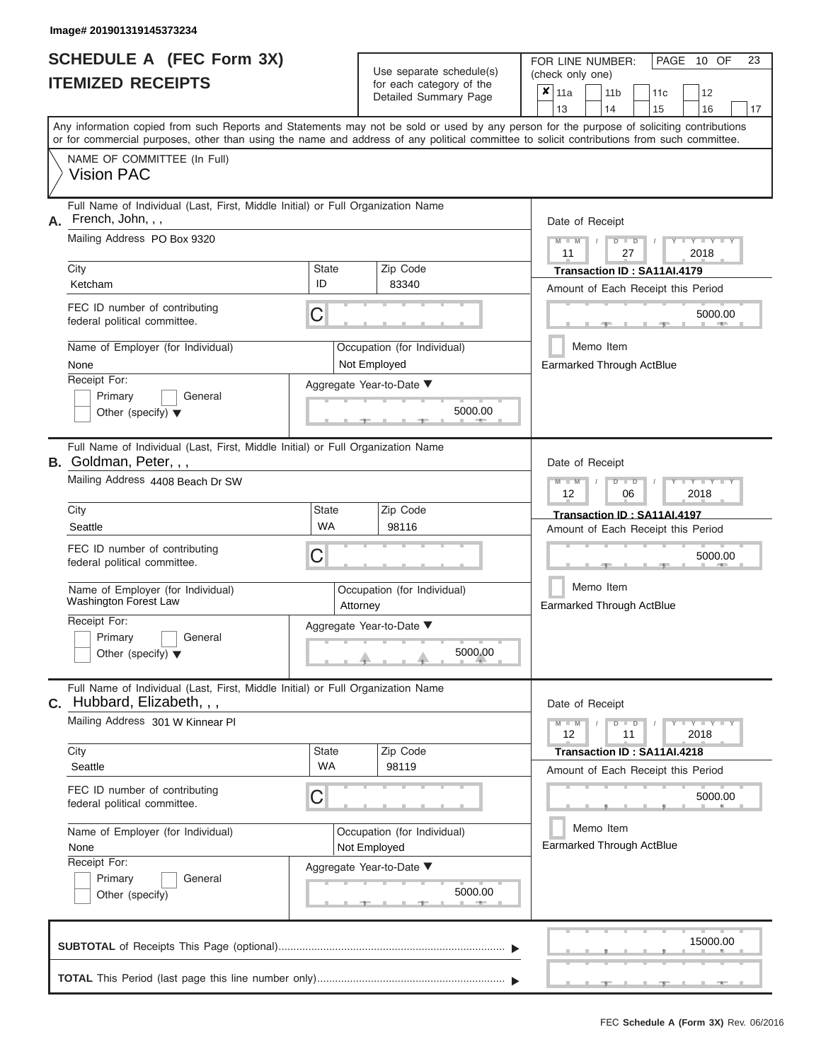Image# 201901319145373234

# SCHEDULE A (FEC Form 3X)
## ITEMIZED RECEIPTS

Use separate schedule(s) for each category of the Detailed Summary Page

FOR LINE NUMBER: (check only one)

- [x] 11a
- [ ] 11b
- [ ] 11c
- [ ] 12
- [ ] 13
- [ ] 14
- [ ] 15
- [ ] 16
- [ ] 17

PAGE 10 OF 23

Any information copied from such Reports and Statements may not be sold or used by any person for the purpose of soliciting contributions or for commercial purposes, other than using the name and address of any political committee to solicit contributions from such committee.

NAME OF COMMITTEE (In Full)
Vision PAC

---

**A.** Full Name of Individual (Last, First, Middle Initial) or Full Organization Name: French, John, , ,

Mailing Address: PO Box 9320

City: Ketcham | State: ID | Zip Code: 83340

FEC ID number of contributing federal political committee: C

Name of Employer (for Individual): None

Occupation (for Individual): Not Employed

Receipt For: Primary / General / Other (specify)

Aggregate Year-to-Date: 5000.00

Date of Receipt: 11 / 27 / 2018

Transaction ID : SA11AI.4179

Amount of Each Receipt this Period: 5000.00

Memo Item

Earmarked Through ActBlue

---

**B.** Full Name of Individual (Last, First, Middle Initial) or Full Organization Name: Goldman, Peter, , ,

Mailing Address: 4408 Beach Dr SW

City: Seattle | State: WA | Zip Code: 98116

FEC ID number of contributing federal political committee: C

Name of Employer (for Individual): Washington Forest Law

Occupation (for Individual): Attorney

Receipt For: Primary / General / Other (specify)

Aggregate Year-to-Date: 5000.00

Date of Receipt: 12 / 06 / 2018

Transaction ID : SA11AI.4197

Amount of Each Receipt this Period: 5000.00

Memo Item

Earmarked Through ActBlue

---

**C.** Full Name of Individual (Last, First, Middle Initial) or Full Organization Name: Hubbard, Elizabeth, , ,

Mailing Address: 301 W Kinnear Pl

City: Seattle | State: WA | Zip Code: 98119

FEC ID number of contributing federal political committee: C

Name of Employer (for Individual): None

Occupation (for Individual): Not Employed

Receipt For: Primary / General / Other (specify)

Aggregate Year-to-Date: 5000.00

Date of Receipt: 12 / 11 / 2018

Transaction ID : SA11AI.4218

Amount of Each Receipt this Period: 5000.00

Memo Item

Earmarked Through ActBlue

---

**SUBTOTAL** of Receipts This Page (optional): 15000.00

**TOTAL** This Period (last page this line number only):

FEC **Schedule A (Form 3X)** Rev. 06/2016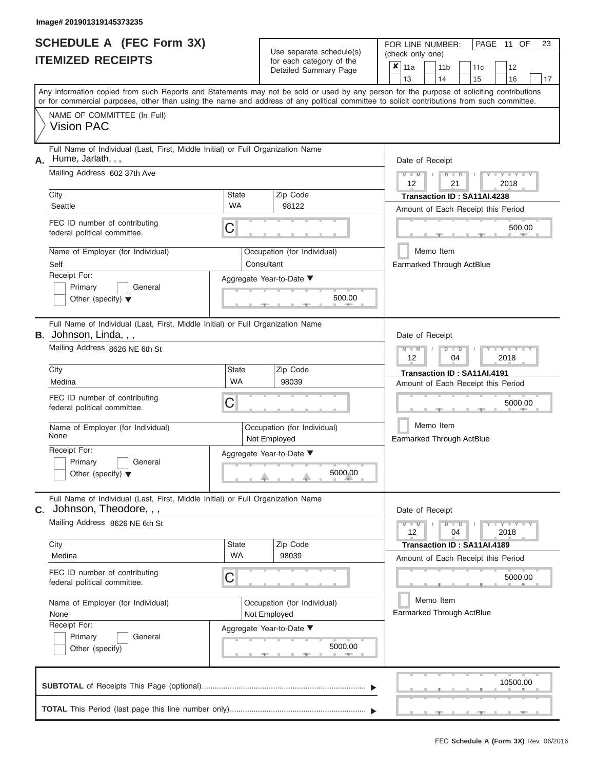Image# 201901319145373235

# SCHEDULE A (FEC Form 3X)
## ITEMIZED RECEIPTS

Use separate schedule(s) for each category of the Detailed Summary Page

FOR LINE NUMBER: (check only one)

☒ 11a ☐ 11b ☐ 11c ☐ 12 ☐ 13 ☐ 14 ☐ 15 ☐ 16 ☐ 17

PAGE 11 OF 23

Any information copied from such Reports and Statements may not be sold or used by any person for the purpose of soliciting contributions or for commercial purposes, other than using the name and address of any political committee to solicit contributions from such committee.

NAME OF COMMITTEE (In Full)
Vision PAC

---

**A.** Full Name of Individual (Last, First, Middle Initial) or Full Organization Name: Hume, Jarlath, , ,

Mailing Address: 602 37th Ave

| City | State | Zip Code |
|---|---|---|
| Seattle | WA | 98122 |

FEC ID number of contributing federal political committee: C

Name of Employer (for Individual): Self

Occupation (for Individual): Consultant

Receipt For: ☐ Primary ☐ General ☐ Other (specify)

Aggregate Year-to-Date: 500.00

Date of Receipt: 12 / 21 / 2018

Transaction ID : SA11AI.4238

Amount of Each Receipt this Period: 500.00

☐ Memo Item

Earmarked Through ActBlue

---

**B.** Full Name of Individual (Last, First, Middle Initial) or Full Organization Name: Johnson, Linda, , ,

Mailing Address: 8626 NE 6th St

| City | State | Zip Code |
|---|---|---|
| Medina | WA | 98039 |

FEC ID number of contributing federal political committee: C

Name of Employer (for Individual): None

Occupation (for Individual): Not Employed

Receipt For: ☐ Primary ☐ General ☐ Other (specify)

Aggregate Year-to-Date: 5000.00

Date of Receipt: 12 / 04 / 2018

Transaction ID : SA11AI.4191

Amount of Each Receipt this Period: 5000.00

☐ Memo Item

Earmarked Through ActBlue

---

**C.** Full Name of Individual (Last, First, Middle Initial) or Full Organization Name: Johnson, Theodore, , ,

Mailing Address: 8626 NE 6th St

| City | State | Zip Code |
|---|---|---|
| Medina | WA | 98039 |

FEC ID number of contributing federal political committee: C

Name of Employer (for Individual): None

Occupation (for Individual): Not Employed

Receipt For: ☐ Primary ☐ General ☐ Other (specify)

Aggregate Year-to-Date: 5000.00

Date of Receipt: 12 / 04 / 2018

Transaction ID : SA11AI.4189

Amount of Each Receipt this Period: 5000.00

☐ Memo Item

Earmarked Through ActBlue

---

**SUBTOTAL** of Receipts This Page (optional): 10500.00

**TOTAL** This Period (last page this line number only):

FEC **Schedule A (Form 3X)** Rev. 06/2016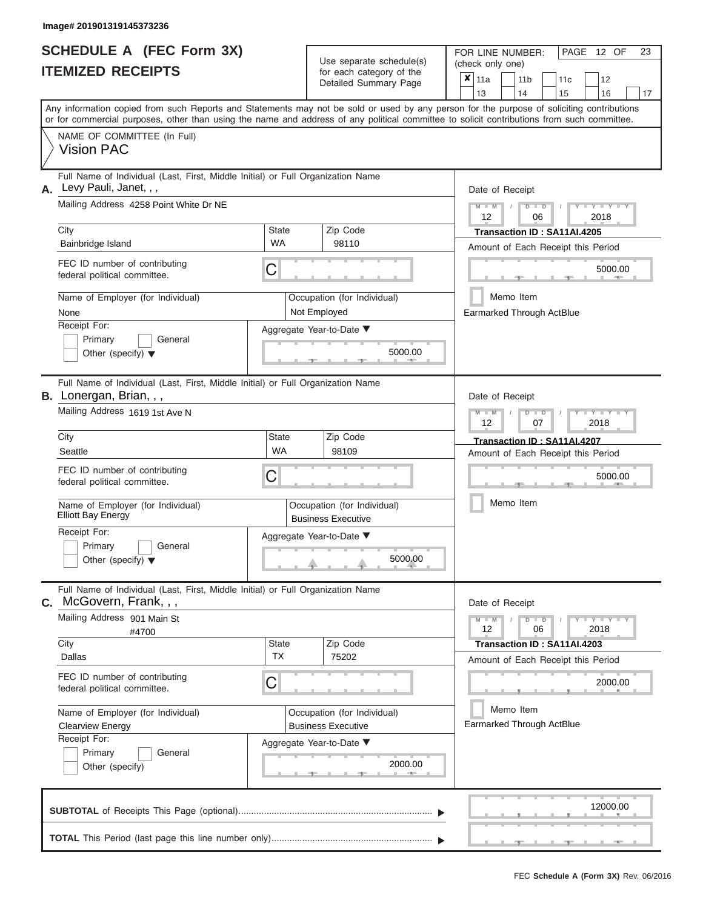Image# 201901319145373236

# SCHEDULE A (FEC Form 3X)
# ITEMIZED RECEIPTS

Use separate schedule(s) for each category of the Detailed Summary Page

FOR LINE NUMBER: (check only one)

- [x] 11a
- [ ] 11b
- [ ] 11c
- [ ] 12
- [ ] 13
- [ ] 14
- [ ] 15
- [ ] 16
- [ ] 17

PAGE 12 OF 23

Any information copied from such Reports and Statements may not be sold or used by any person for the purpose of soliciting contributions or for commercial purposes, other than using the name and address of any political committee to solicit contributions from such committee.

NAME OF COMMITTEE (In Full)
Vision PAC

---

**A.** Full Name of Individual (Last, First, Middle Initial) or Full Organization Name: Levy Pauli, Janet, , ,

Mailing Address: 4258 Point White Dr NE

City: Bainbridge Island | State: WA | Zip Code: 98110

FEC ID number of contributing federal political committee: C

Name of Employer (for Individual): None

Occupation (for Individual): Not Employed

Receipt For: Primary / General / Other (specify)

Aggregate Year-to-Date: 5000.00

Date of Receipt: 12 / 06 / 2018

Transaction ID : SA11AI.4205

Amount of Each Receipt this Period: 5000.00

Memo Item

Earmarked Through ActBlue

---

**B.** Full Name of Individual (Last, First, Middle Initial) or Full Organization Name: Lonergan, Brian, , ,

Mailing Address: 1619 1st Ave N

City: Seattle | State: WA | Zip Code: 98109

FEC ID number of contributing federal political committee: C

Name of Employer (for Individual): Elliott Bay Energy

Occupation (for Individual): Business Executive

Receipt For: Primary / General / Other (specify)

Aggregate Year-to-Date: 5000.00

Date of Receipt: 12 / 07 / 2018

Transaction ID : SA11AI.4207

Amount of Each Receipt this Period: 5000.00

Memo Item

---

**C.** Full Name of Individual (Last, First, Middle Initial) or Full Organization Name: McGovern, Frank, , ,

Mailing Address: 901 Main St #4700

City: Dallas | State: TX | Zip Code: 75202

FEC ID number of contributing federal political committee: C

Name of Employer (for Individual): Clearview Energy

Occupation (for Individual): Business Executive

Receipt For: Primary / General / Other (specify)

Aggregate Year-to-Date: 2000.00

Date of Receipt: 12 / 06 / 2018

Transaction ID : SA11AI.4203

Amount of Each Receipt this Period: 2000.00

Memo Item

Earmarked Through ActBlue

---

**SUBTOTAL** of Receipts This Page (optional): 12000.00

**TOTAL** This Period (last page this line number only):

FEC Schedule A (Form 3X) Rev. 06/2016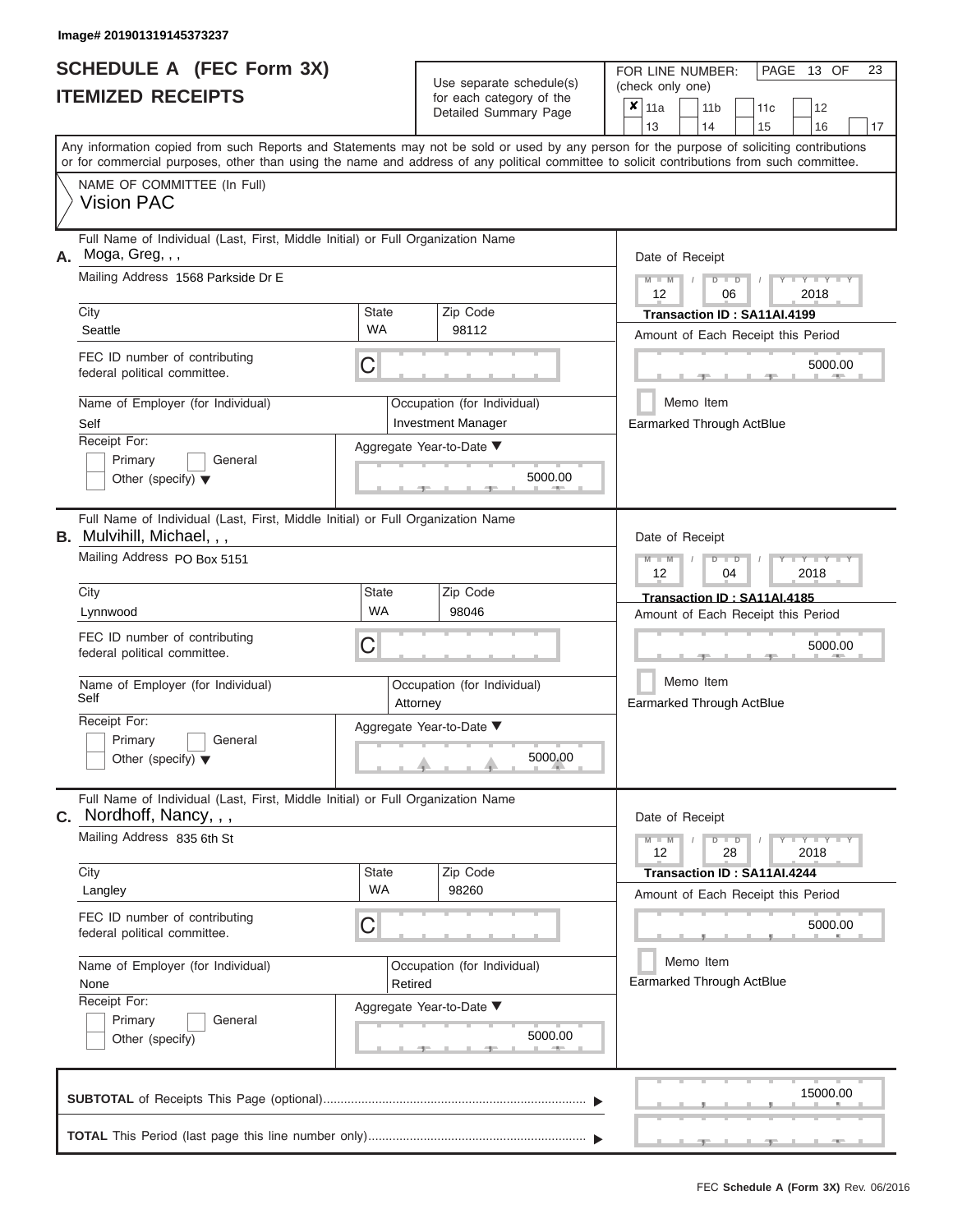Image# 201901319145373237

# SCHEDULE A (FEC Form 3X)
## ITEMIZED RECEIPTS

Use separate schedule(s) for each category of the Detailed Summary Page

FOR LINE NUMBER: (check only one)

- [x] 11a
- [ ] 11b
- [ ] 11c
- [ ] 12
- [ ] 13
- [ ] 14
- [ ] 15
- [ ] 16
- [ ] 17

PAGE 13 OF 23

Any information copied from such Reports and Statements may not be sold or used by any person for the purpose of soliciting contributions or for commercial purposes, other than using the name and address of any political committee to solicit contributions from such committee.

NAME OF COMMITTEE (In Full)
Vision PAC

---

**A.** Full Name of Individual (Last, First, Middle Initial) or Full Organization Name: Moga, Greg, , ,

Mailing Address: 1568 Parkside Dr E

City: Seattle | State: WA | Zip Code: 98112

FEC ID number of contributing federal political committee: C

Name of Employer (for Individual): Self

Occupation (for Individual): Investment Manager

Receipt For: Primary / General / Other (specify)

Aggregate Year-to-Date: 5000.00

Date of Receipt: 12 / 06 / 2018

Transaction ID : SA11AI.4199

Amount of Each Receipt this Period: 5000.00

Memo Item

Earmarked Through ActBlue

---

**B.** Full Name of Individual (Last, First, Middle Initial) or Full Organization Name: Mulvihill, Michael, , ,

Mailing Address: PO Box 5151

City: Lynnwood | State: WA | Zip Code: 98046

FEC ID number of contributing federal political committee: C

Name of Employer (for Individual): Self

Occupation (for Individual): Attorney

Receipt For: Primary / General / Other (specify)

Aggregate Year-to-Date: 5000.00

Date of Receipt: 12 / 04 / 2018

Transaction ID : SA11AI.4185

Amount of Each Receipt this Period: 5000.00

Memo Item

Earmarked Through ActBlue

---

**C.** Full Name of Individual (Last, First, Middle Initial) or Full Organization Name: Nordhoff, Nancy, , ,

Mailing Address: 835 6th St

City: Langley | State: WA | Zip Code: 98260

FEC ID number of contributing federal political committee: C

Name of Employer (for Individual): None

Occupation (for Individual): Retired

Receipt For: Primary / General / Other (specify)

Aggregate Year-to-Date: 5000.00

Date of Receipt: 12 / 28 / 2018

Transaction ID : SA11AI.4244

Amount of Each Receipt this Period: 5000.00

Memo Item

Earmarked Through ActBlue

---

**SUBTOTAL** of Receipts This Page (optional): 15000.00

**TOTAL** This Period (last page this line number only):

FEC Schedule A (Form 3X) Rev. 06/2016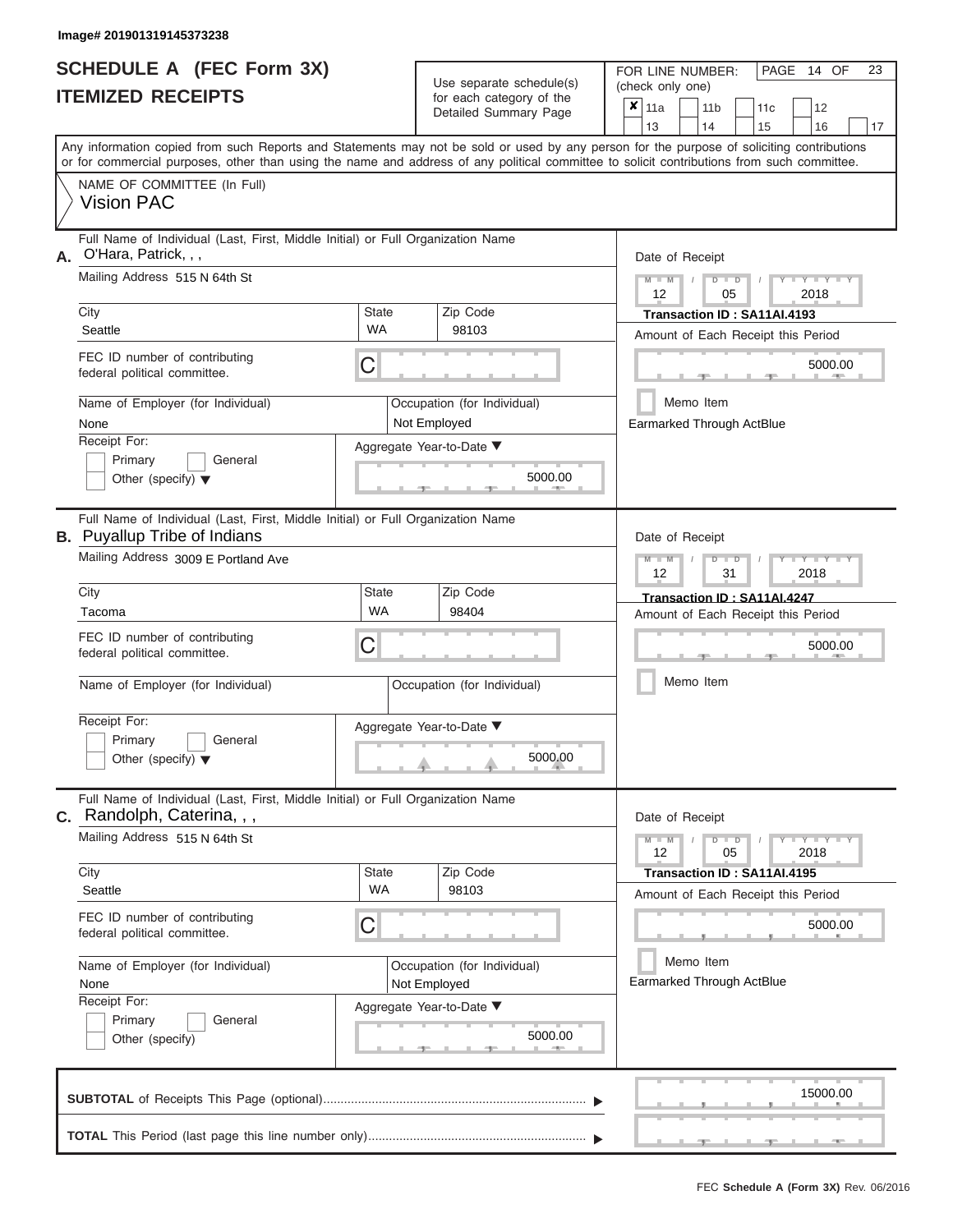Image# 201901319145373238

# SCHEDULE A (FEC Form 3X)
## ITEMIZED RECEIPTS

Use separate schedule(s) for each category of the Detailed Summary Page

FOR LINE NUMBER: (check only one)

- [x] 11a
- [ ] 11b
- [ ] 11c
- [ ] 12
- [ ] 13
- [ ] 14
- [ ] 15
- [ ] 16
- [ ] 17

PAGE 14 OF 23

Any information copied from such Reports and Statements may not be sold or used by any person for the purpose of soliciting contributions or for commercial purposes, other than using the name and address of any political committee to solicit contributions from such committee.

NAME OF COMMITTEE (In Full)
Vision PAC

---

**A.** Full Name of Individual (Last, First, Middle Initial) or Full Organization Name: O'Hara, Patrick, , ,

Mailing Address: 515 N 64th St

City: Seattle | State: WA | Zip Code: 98103

FEC ID number of contributing federal political committee: C

Name of Employer (for Individual): None

Occupation (for Individual): Not Employed

Receipt For: Primary / General / Other (specify)

Aggregate Year-to-Date: 5000.00

Date of Receipt: 12 / 05 / 2018

Transaction ID : SA11AI.4193

Amount of Each Receipt this Period: 5000.00

Memo Item

Earmarked Through ActBlue

---

**B.** Full Name of Individual (Last, First, Middle Initial) or Full Organization Name: Puyallup Tribe of Indians

Mailing Address: 3009 E Portland Ave

City: Tacoma | State: WA | Zip Code: 98404

FEC ID number of contributing federal political committee: C

Name of Employer (for Individual):

Occupation (for Individual):

Receipt For: Primary / General / Other (specify)

Aggregate Year-to-Date: 5000.00

Date of Receipt: 12 / 31 / 2018

Transaction ID : SA11AI.4247

Amount of Each Receipt this Period: 5000.00

Memo Item

---

**C.** Full Name of Individual (Last, First, Middle Initial) or Full Organization Name: Randolph, Caterina, , ,

Mailing Address: 515 N 64th St

City: Seattle | State: WA | Zip Code: 98103

FEC ID number of contributing federal political committee: C

Name of Employer (for Individual): None

Occupation (for Individual): Not Employed

Receipt For: Primary / General / Other (specify)

Aggregate Year-to-Date: 5000.00

Date of Receipt: 12 / 05 / 2018

Transaction ID : SA11AI.4195

Amount of Each Receipt this Period: 5000.00

Memo Item

Earmarked Through ActBlue

---

**SUBTOTAL** of Receipts This Page (optional): 15000.00

**TOTAL** This Period (last page this line number only):

FEC Schedule A (Form 3X) Rev. 06/2016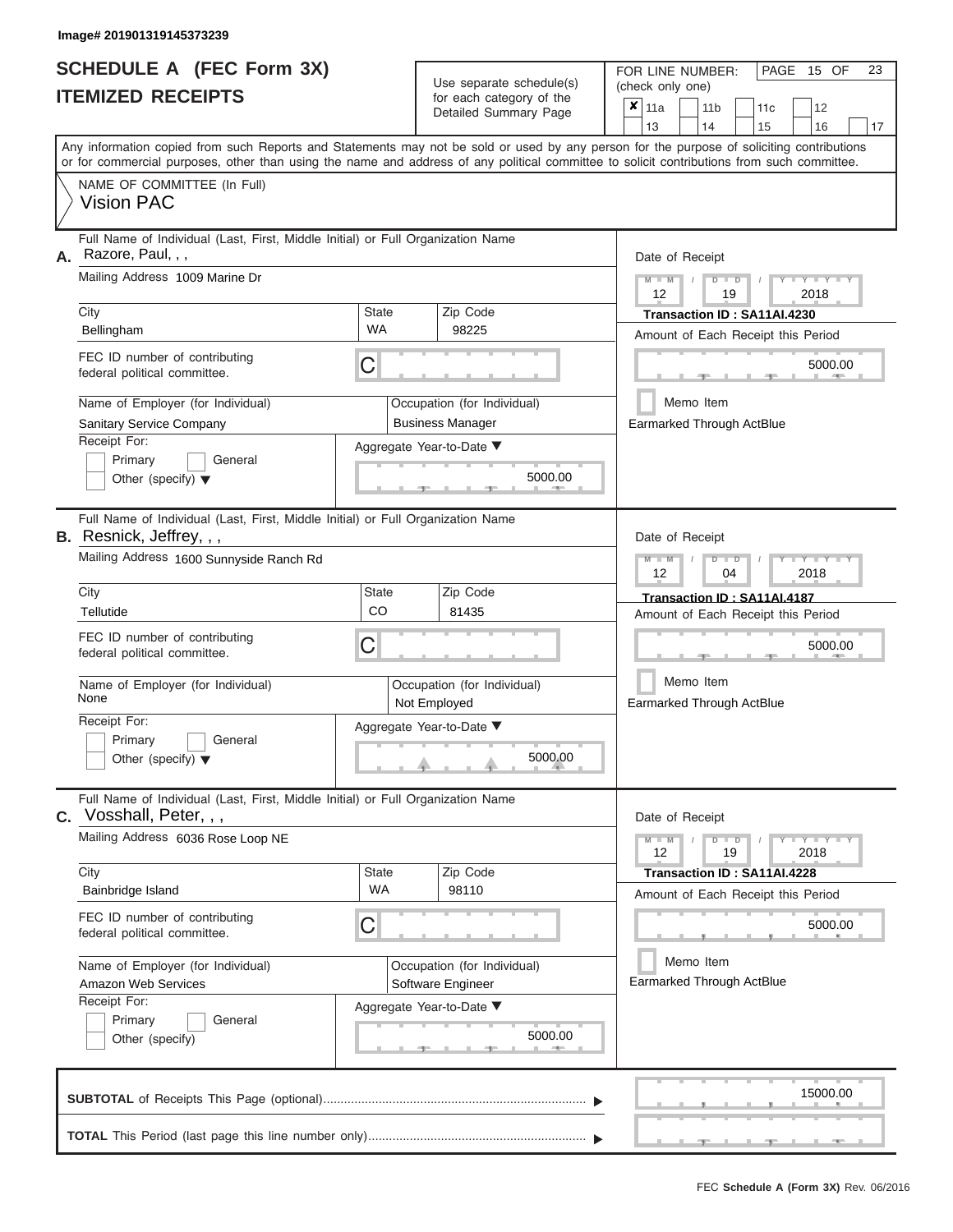Image# 201901319145373239

# SCHEDULE A (FEC Form 3X)
## ITEMIZED RECEIPTS

Use separate schedule(s) for each category of the Detailed Summary Page

FOR LINE NUMBER: (check only one)

- [x] 11a
- [ ] 11b
- [ ] 11c
- [ ] 12
- [ ] 13
- [ ] 14
- [ ] 15
- [ ] 16
- [ ] 17

PAGE 15 OF 23

Any information copied from such Reports and Statements may not be sold or used by any person for the purpose of soliciting contributions or for commercial purposes, other than using the name and address of any political committee to solicit contributions from such committee.

NAME OF COMMITTEE (In Full)
Vision PAC

---

**A.** Full Name of Individual (Last, First, Middle Initial) or Full Organization Name: Razore, Paul, , ,

Mailing Address: 1009 Marine Dr

City: Bellingham | State: WA | Zip Code: 98225

FEC ID number of contributing federal political committee: C

Name of Employer (for Individual): Sanitary Service Company

Occupation (for Individual): Business Manager

Receipt For: Primary / General / Other (specify)

Aggregate Year-to-Date: 5000.00

Date of Receipt: 12 / 19 / 2018

Transaction ID : SA11AI.4230

Amount of Each Receipt this Period: 5000.00

Memo Item

Earmarked Through ActBlue

---

**B.** Full Name of Individual (Last, First, Middle Initial) or Full Organization Name: Resnick, Jeffrey, , ,

Mailing Address: 1600 Sunnyside Ranch Rd

City: Tellutide | State: CO | Zip Code: 81435

FEC ID number of contributing federal political committee: C

Name of Employer (for Individual): None

Occupation (for Individual): Not Employed

Receipt For: Primary / General / Other (specify)

Aggregate Year-to-Date: 5000.00

Date of Receipt: 12 / 04 / 2018

Transaction ID : SA11AI.4187

Amount of Each Receipt this Period: 5000.00

Memo Item

Earmarked Through ActBlue

---

**C.** Full Name of Individual (Last, First, Middle Initial) or Full Organization Name: Vosshall, Peter, , ,

Mailing Address: 6036 Rose Loop NE

City: Bainbridge Island | State: WA | Zip Code: 98110

FEC ID number of contributing federal political committee: C

Name of Employer (for Individual): Amazon Web Services

Occupation (for Individual): Software Engineer

Receipt For: Primary / General / Other (specify)

Aggregate Year-to-Date: 5000.00

Date of Receipt: 12 / 19 / 2018

Transaction ID : SA11AI.4228

Amount of Each Receipt this Period: 5000.00

Memo Item

Earmarked Through ActBlue

---

**SUBTOTAL** of Receipts This Page (optional): 15000.00

**TOTAL** This Period (last page this line number only):

FEC Schedule A (Form 3X) Rev. 06/2016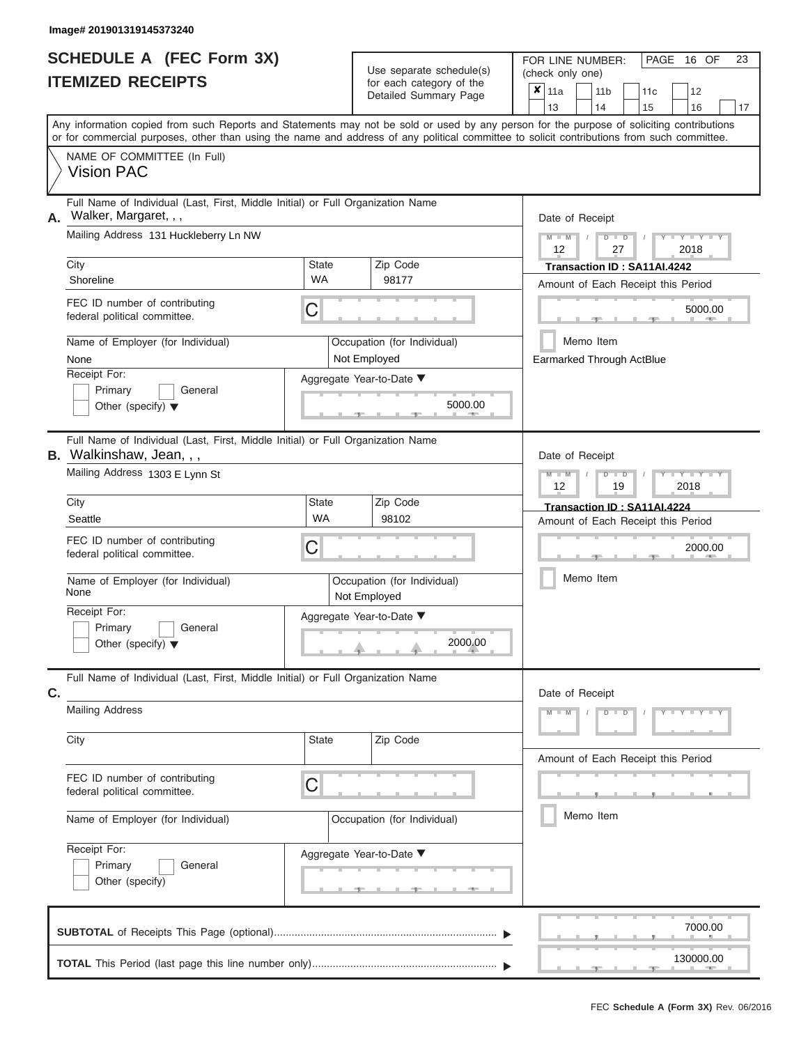Image# 201901319145373240

# SCHEDULE A (FEC Form 3X)
## ITEMIZED RECEIPTS

Use separate schedule(s) for each category of the Detailed Summary Page

FOR LINE NUMBER: (check only one)

- [x] 11a
- [ ] 11b
- [ ] 11c
- [ ] 12
- [ ] 13
- [ ] 14
- [ ] 15
- [ ] 16
- [ ] 17

PAGE 16 OF 23

Any information copied from such Reports and Statements may not be sold or used by any person for the purpose of soliciting contributions or for commercial purposes, other than using the name and address of any political committee to solicit contributions from such committee.

NAME OF COMMITTEE (In Full)
Vision PAC

---

**A.** Full Name of Individual (Last, First, Middle Initial) or Full Organization Name: Walker, Margaret, , ,

Mailing Address: 131 Huckleberry Ln NW

City: Shoreline | State: WA | Zip Code: 98177

FEC ID number of contributing federal political committee: C

Name of Employer (for Individual): None

Occupation (for Individual): Not Employed

Receipt For: Primary / General / Other (specify)

Aggregate Year-to-Date: 5000.00

Date of Receipt: 12 / 27 / 2018

Transaction ID : SA11AI.4242

Amount of Each Receipt this Period: 5000.00

Memo Item

Earmarked Through ActBlue

---

**B.** Full Name of Individual (Last, First, Middle Initial) or Full Organization Name: Walkinshaw, Jean, , ,

Mailing Address: 1303 E Lynn St

City: Seattle | State: WA | Zip Code: 98102

FEC ID number of contributing federal political committee: C

Name of Employer (for Individual): None

Occupation (for Individual): Not Employed

Receipt For: Primary / General / Other (specify)

Aggregate Year-to-Date: 2000.00

Date of Receipt: 12 / 19 / 2018

Transaction ID : SA11AI.4224

Amount of Each Receipt this Period: 2000.00

Memo Item

---

**C.** Full Name of Individual (Last, First, Middle Initial) or Full Organization Name:

Mailing Address:

City: | State: | Zip Code:

FEC ID number of contributing federal political committee: C

Name of Employer (for Individual):

Occupation (for Individual):

Receipt For: Primary / General / Other (specify)

Aggregate Year-to-Date:

Date of Receipt:

Amount of Each Receipt this Period:

Memo Item

---

**SUBTOTAL** of Receipts This Page (optional): 7000.00

**TOTAL** This Period (last page this line number only): 130000.00

FEC **Schedule A (Form 3X)** Rev. 06/2016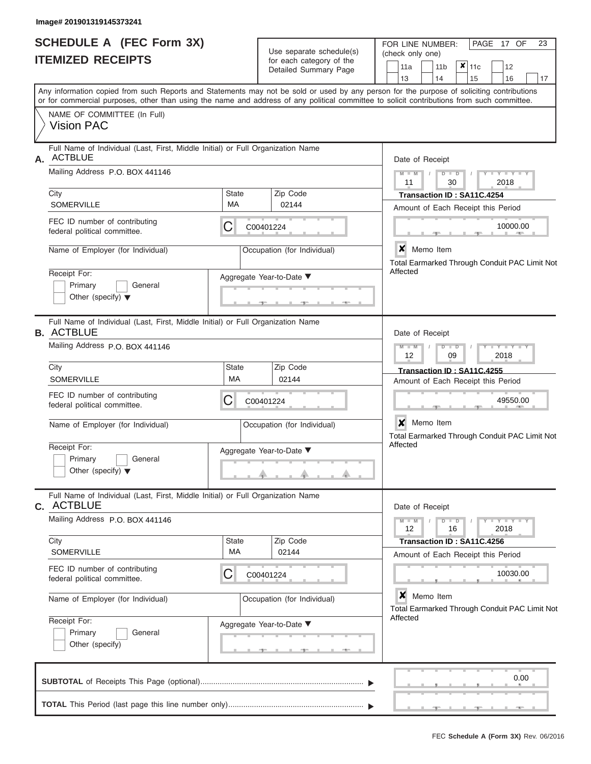Image# 201901319145373241

# SCHEDULE A (FEC Form 3X)
## ITEMIZED RECEIPTS

Use separate schedule(s) for each category of the Detailed Summary Page

FOR LINE NUMBER: (check only one)

11a | 11b | ✘ 11c | 12 | 13 | 14 | 15 | 16 | 17

PAGE 17 OF 23

Any information copied from such Reports and Statements may not be sold or used by any person for the purpose of soliciting contributions or for commercial purposes, other than using the name and address of any political committee to solicit contributions from such committee.

NAME OF COMMITTEE (In Full)
Vision PAC

---

**A.** Full Name of Individual (Last, First, Middle Initial) or Full Organization Name: ACTBLUE

Mailing Address: P.O. BOX 441146

City: SOMERVILLE | State: MA | Zip Code: 02144

FEC ID number of contributing federal political committee: C00401224

Name of Employer (for Individual):
Occupation (for Individual):

Receipt For: Primary / General / Other (specify)

Aggregate Year-to-Date:

Date of Receipt: 11 / 30 / 2018

Transaction ID : SA11C.4254

Amount of Each Receipt this Period: 10000.00

✘ Memo Item

Total Earmarked Through Conduit PAC Limit Not Affected

---

**B.** Full Name of Individual (Last, First, Middle Initial) or Full Organization Name: ACTBLUE

Mailing Address: P.O. BOX 441146

City: SOMERVILLE | State: MA | Zip Code: 02144

FEC ID number of contributing federal political committee: C00401224

Name of Employer (for Individual):
Occupation (for Individual):

Receipt For: Primary / General / Other (specify)

Aggregate Year-to-Date:

Date of Receipt: 12 / 09 / 2018

Transaction ID : SA11C.4255

Amount of Each Receipt this Period: 49550.00

✘ Memo Item

Total Earmarked Through Conduit PAC Limit Not Affected

---

**C.** Full Name of Individual (Last, First, Middle Initial) or Full Organization Name: ACTBLUE

Mailing Address: P.O. BOX 441146

City: SOMERVILLE | State: MA | Zip Code: 02144

FEC ID number of contributing federal political committee: C00401224

Name of Employer (for Individual):
Occupation (for Individual):

Receipt For: Primary / General / Other (specify)

Aggregate Year-to-Date:

Date of Receipt: 12 / 16 / 2018

Transaction ID : SA11C.4256

Amount of Each Receipt this Period: 10030.00

✘ Memo Item

Total Earmarked Through Conduit PAC Limit Not Affected

---

**SUBTOTAL** of Receipts This Page (optional): 0.00

**TOTAL** This Period (last page this line number only):

FEC Schedule A (Form 3X) Rev. 06/2016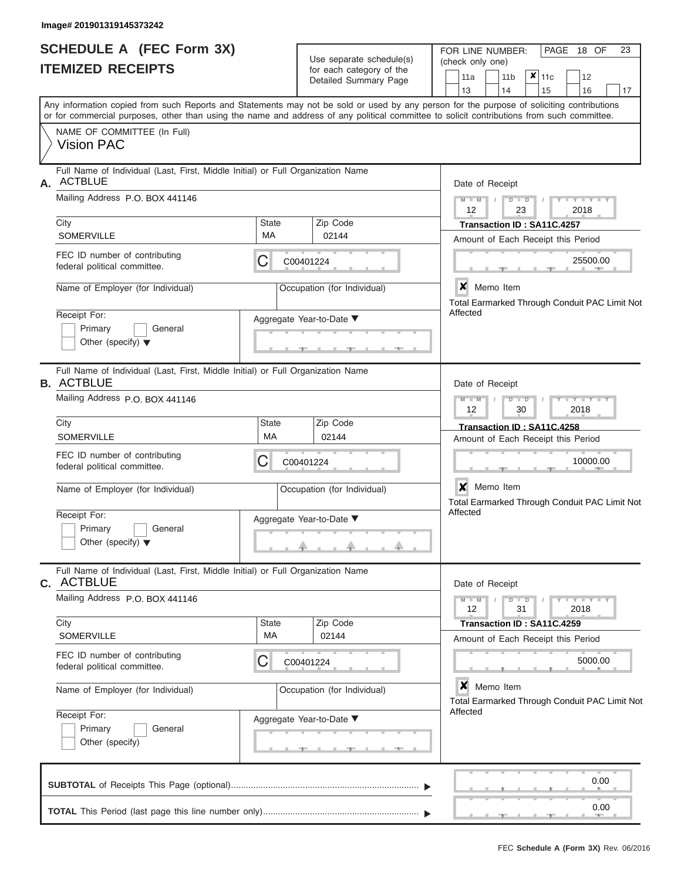Image# 201901319145373242

# SCHEDULE A (FEC Form 3X)
## ITEMIZED RECEIPTS

Use separate schedule(s) for each category of the Detailed Summary Page

FOR LINE NUMBER: (check only one)

11a | 11b | **X** 11c | 12 | 13 | 14 | 15 | 16 | 17

PAGE 18 OF 23

Any information copied from such Reports and Statements may not be sold or used by any person for the purpose of soliciting contributions or for commercial purposes, other than using the name and address of any political committee to solicit contributions from such committee.

NAME OF COMMITTEE (In Full)
Vision PAC

---

**A.** Full Name of Individual (Last, First, Middle Initial) or Full Organization Name: ACTBLUE

Mailing Address: P.O. BOX 441146

City: SOMERVILLE | State: MA | Zip Code: 02144

FEC ID number of contributing federal political committee: C C00401224

Name of Employer (for Individual):

Occupation (for Individual):

Receipt For: Primary / General / Other (specify)

Aggregate Year-to-Date:

Date of Receipt: 12 / 23 / 2018

Transaction ID : SA11C.4257

Amount of Each Receipt this Period: 25500.00

**X** Memo Item

Total Earmarked Through Conduit PAC Limit Not Affected

---

**B.** Full Name of Individual (Last, First, Middle Initial) or Full Organization Name: ACTBLUE

Mailing Address: P.O. BOX 441146

City: SOMERVILLE | State: MA | Zip Code: 02144

FEC ID number of contributing federal political committee: C C00401224

Name of Employer (for Individual):

Occupation (for Individual):

Receipt For: Primary / General / Other (specify)

Aggregate Year-to-Date:

Date of Receipt: 12 / 30 / 2018

Transaction ID : SA11C.4258

Amount of Each Receipt this Period: 10000.00

**X** Memo Item

Total Earmarked Through Conduit PAC Limit Not Affected

---

**C.** Full Name of Individual (Last, First, Middle Initial) or Full Organization Name: ACTBLUE

Mailing Address: P.O. BOX 441146

City: SOMERVILLE | State: MA | Zip Code: 02144

FEC ID number of contributing federal political committee: C C00401224

Name of Employer (for Individual):

Occupation (for Individual):

Receipt For: Primary / General / Other (specify)

Aggregate Year-to-Date:

Date of Receipt: 12 / 31 / 2018

Transaction ID : SA11C.4259

Amount of Each Receipt this Period: 5000.00

**X** Memo Item

Total Earmarked Through Conduit PAC Limit Not Affected

---

**SUBTOTAL** of Receipts This Page (optional): 0.00

**TOTAL** This Period (last page this line number only): 0.00

FEC Schedule A (Form 3X) Rev. 06/2016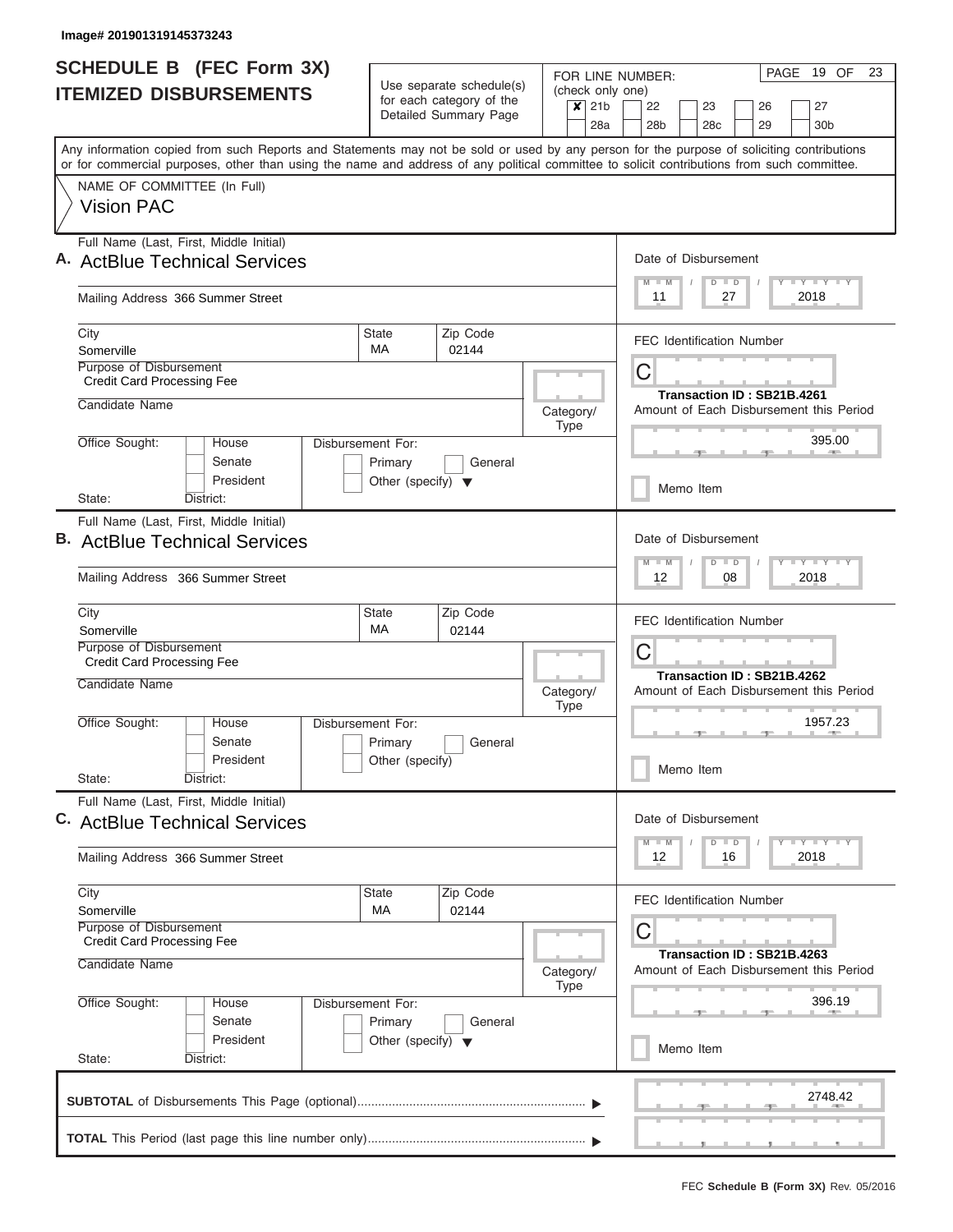Image# 201901319145373243

# SCHEDULE B (FEC Form 3X)
## ITEMIZED DISBURSEMENTS

Use separate schedule(s) for each category of the Detailed Summary Page

FOR LINE NUMBER: (check only one)

- [x] 21b
- [ ] 22
- [ ] 23
- [ ] 26
- [ ] 27
- [ ] 28a
- [ ] 28b
- [ ] 28c
- [ ] 29
- [ ] 30b

PAGE 19 OF 23

Any information copied from such Reports and Statements may not be sold or used by any person for the purpose of soliciting contributions or for commercial purposes, other than using the name and address of any political committee to solicit contributions from such committee.

NAME OF COMMITTEE (In Full)
Vision PAC

---

**A.** Full Name (Last, First, Middle Initial): ActBlue Technical Services

Mailing Address: 366 Summer Street

City: Somerville | State: MA | Zip Code: 02144

Purpose of Disbursement: Credit Card Processing Fee

Candidate Name:

Category/Type:

Office Sought: [ ] House [ ] Senate [ ] President

State: District:

Disbursement For: [ ] Primary [ ] General [ ] Other (specify)

Date of Disbursement: 11 / 27 / 2018

FEC Identification Number: C

Transaction ID : SB21B.4261

Amount of Each Disbursement this Period: 395.00

[ ] Memo Item

---

**B.** Full Name (Last, First, Middle Initial): ActBlue Technical Services

Mailing Address: 366 Summer Street

City: Somerville | State: MA | Zip Code: 02144

Purpose of Disbursement: Credit Card Processing Fee

Candidate Name:

Category/Type:

Office Sought: [ ] House [ ] Senate [ ] President

State: District:

Disbursement For: [ ] Primary [ ] General [ ] Other (specify)

Date of Disbursement: 12 / 08 / 2018

FEC Identification Number: C

Transaction ID : SB21B.4262

Amount of Each Disbursement this Period: 1957.23

[ ] Memo Item

---

**C.** Full Name (Last, First, Middle Initial): ActBlue Technical Services

Mailing Address: 366 Summer Street

City: Somerville | State: MA | Zip Code: 02144

Purpose of Disbursement: Credit Card Processing Fee

Candidate Name:

Category/Type:

Office Sought: [ ] House [ ] Senate [ ] President

State: District:

Disbursement For: [ ] Primary [ ] General [ ] Other (specify)

Date of Disbursement: 12 / 16 / 2018

FEC Identification Number: C

Transaction ID : SB21B.4263

Amount of Each Disbursement this Period: 396.19

[ ] Memo Item

---

**SUBTOTAL** of Disbursements This Page (optional): 2748.42

**TOTAL** This Period (last page this line number only):

FEC **Schedule B (Form 3X)** Rev. 05/2016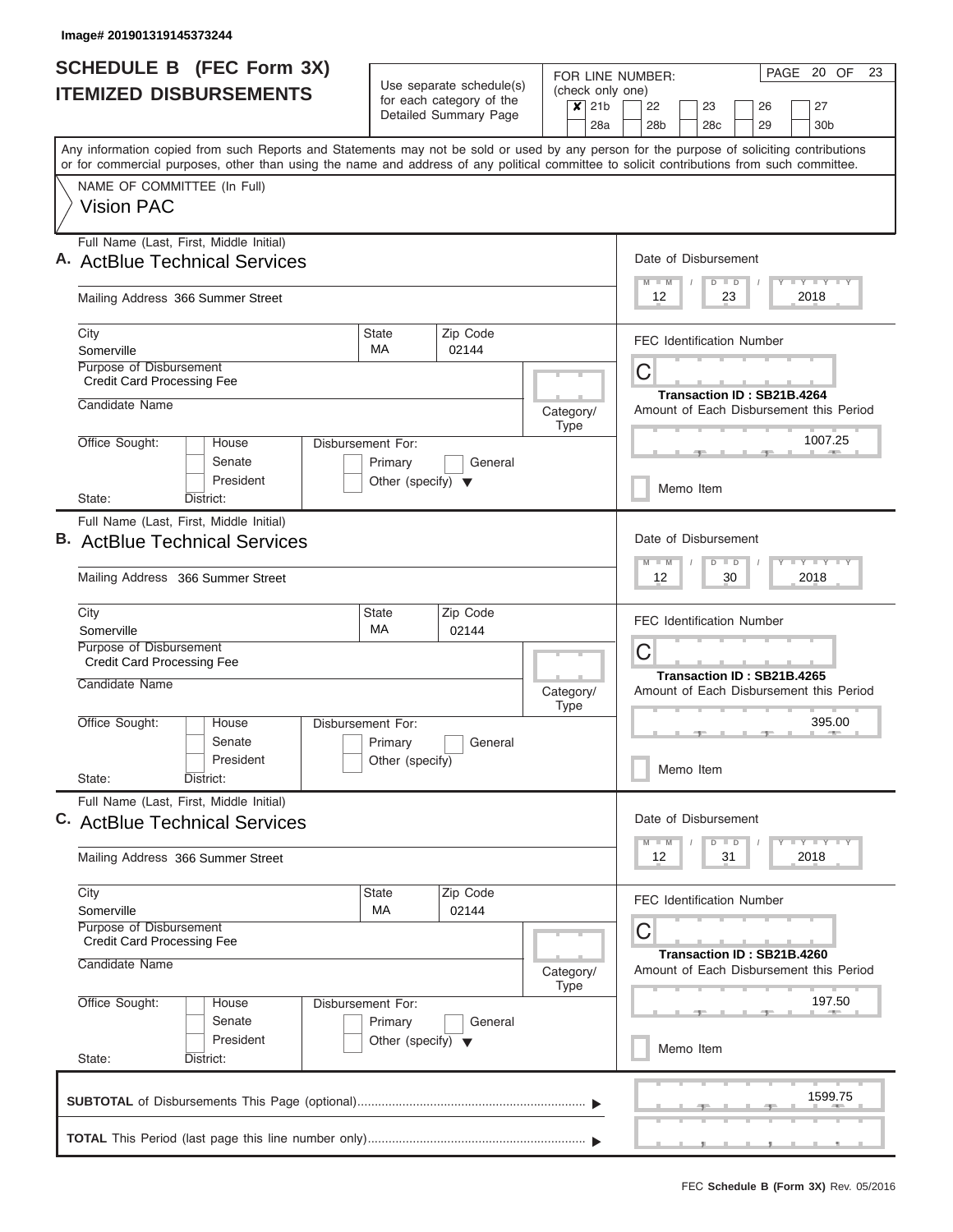Image# 201901319145373244

# SCHEDULE B (FEC Form 3X) ITEMIZED DISBURSEMENTS

Use separate schedule(s) for each category of the Detailed Summary Page

FOR LINE NUMBER: (check only one)

- [x] 21b
- [ ] 22
- [ ] 23
- [ ] 26
- [ ] 27
- [ ] 28a
- [ ] 28b
- [ ] 28c
- [ ] 29
- [ ] 30b

PAGE 20 OF 23

Any information copied from such Reports and Statements may not be sold or used by any person for the purpose of soliciting contributions or for commercial purposes, other than using the name and address of any political committee to solicit contributions from such committee.

NAME OF COMMITTEE (In Full)
Vision PAC

## A.

Full Name (Last, First, Middle Initial): ActBlue Technical Services

Mailing Address: 366 Summer Street

City: Somerville | State: MA | Zip Code: 02144

Purpose of Disbursement: Credit Card Processing Fee

Candidate Name:

Category/Type:

Office Sought: House / Senate / President

State: District:

Disbursement For: Primary / General / Other (specify)

Date of Disbursement: 12 / 23 / 2018

FEC Identification Number: C

Transaction ID : SB21B.4264

Amount of Each Disbursement this Period: 1007.25

Memo Item

## B.

Full Name (Last, First, Middle Initial): ActBlue Technical Services

Mailing Address: 366 Summer Street

City: Somerville | State: MA | Zip Code: 02144

Purpose of Disbursement: Credit Card Processing Fee

Candidate Name:

Category/Type:

Office Sought: House / Senate / President

State: District:

Disbursement For: Primary / General / Other (specify)

Date of Disbursement: 12 / 30 / 2018

FEC Identification Number: C

Transaction ID : SB21B.4265

Amount of Each Disbursement this Period: 395.00

Memo Item

## C.

Full Name (Last, First, Middle Initial): ActBlue Technical Services

Mailing Address: 366 Summer Street

City: Somerville | State: MA | Zip Code: 02144

Purpose of Disbursement: Credit Card Processing Fee

Candidate Name:

Category/Type:

Office Sought: House / Senate / President

State: District:

Disbursement For: Primary / General / Other (specify)

Date of Disbursement: 12 / 31 / 2018

FEC Identification Number: C

Transaction ID : SB21B.4260

Amount of Each Disbursement this Period: 197.50

Memo Item

**SUBTOTAL** of Disbursements This Page (optional): 1599.75

**TOTAL** This Period (last page this line number only):

FEC **Schedule B (Form 3X)** Rev. 05/2016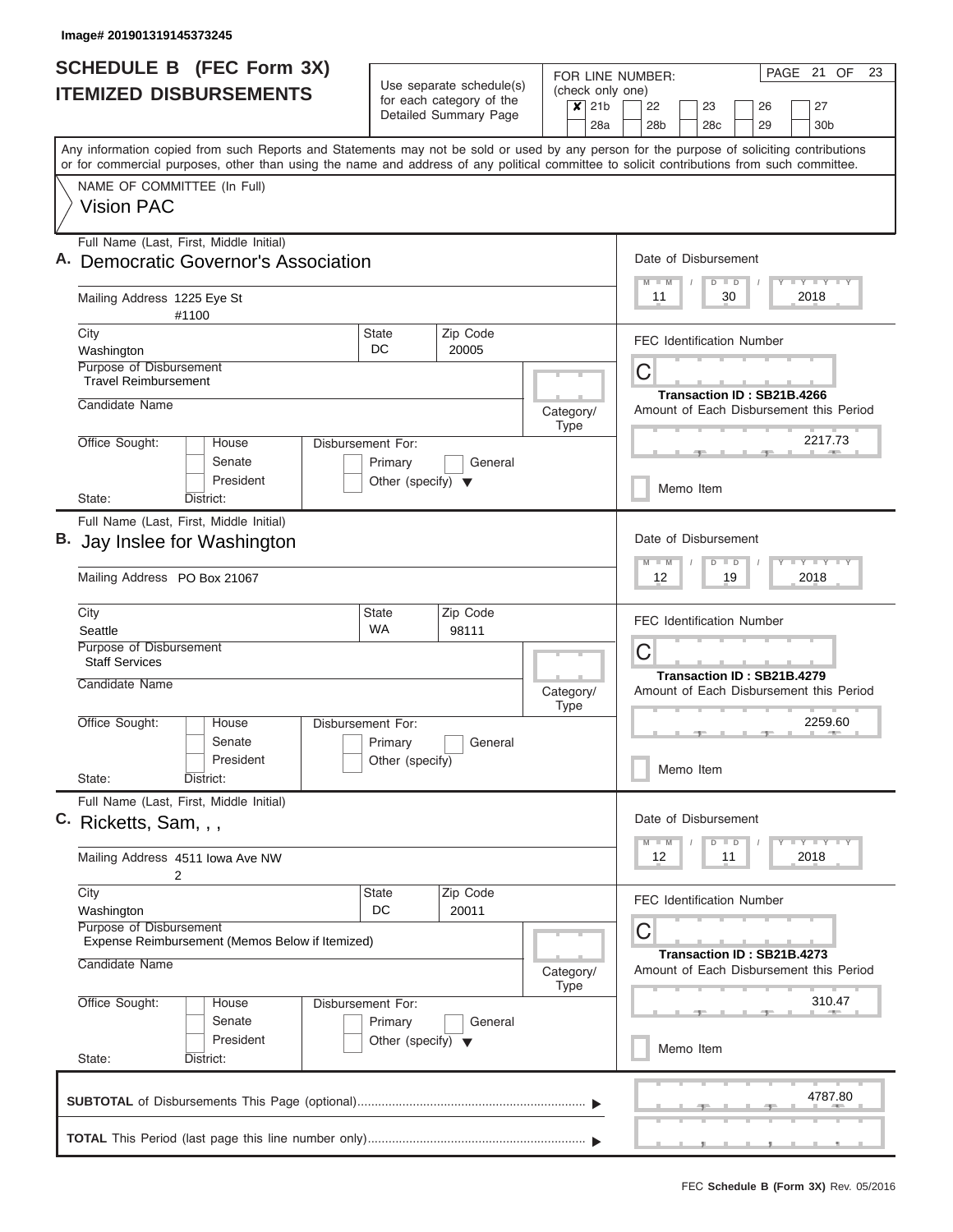Image# 201901319145373245

# SCHEDULE B (FEC Form 3X)
## ITEMIZED DISBURSEMENTS

Use separate schedule(s) for each category of the Detailed Summary Page

FOR LINE NUMBER: (check only one)
[X] 21b [ ] 22 [ ] 23 [ ] 26 [ ] 27
[ ] 28a [ ] 28b [ ] 28c [ ] 29 [ ] 30b

PAGE 21 OF 23

Any information copied from such Reports and Statements may not be sold or used by any person for the purpose of soliciting contributions or for commercial purposes, other than using the name and address of any political committee to solicit contributions from such committee.

NAME OF COMMITTEE (In Full)
Vision PAC

---

**A.** Full Name (Last, First, Middle Initial)
Democratic Governor's Association

Mailing Address 1225 Eye St
#1100

City: Washington | State: DC | Zip Code: 20005

Purpose of Disbursement: Travel Reimbursement

Candidate Name:

Category/Type:

Office Sought: [ ] House [ ] Senate [ ] President
State: District:

Disbursement For: [ ] Primary [ ] General [ ] Other (specify)

Date of Disbursement: 11 / 30 / 2018

FEC Identification Number: C

Transaction ID : SB21B.4266

Amount of Each Disbursement this Period: 2217.73

[ ] Memo Item

---

**B.** Full Name (Last, First, Middle Initial)
Jay Inslee for Washington

Mailing Address PO Box 21067

City: Seattle | State: WA | Zip Code: 98111

Purpose of Disbursement: Staff Services

Candidate Name:

Category/Type:

Office Sought: [ ] House [ ] Senate [ ] President
State: District:

Disbursement For: [ ] Primary [ ] General [ ] Other (specify)

Date of Disbursement: 12 / 19 / 2018

FEC Identification Number: C

Transaction ID : SB21B.4279

Amount of Each Disbursement this Period: 2259.60

[ ] Memo Item

---

**C.** Full Name (Last, First, Middle Initial)
Ricketts, Sam, , ,

Mailing Address 4511 Iowa Ave NW
2

City: Washington | State: DC | Zip Code: 20011

Purpose of Disbursement: Expense Reimbursement (Memos Below if Itemized)

Candidate Name:

Category/Type:

Office Sought: [ ] House [ ] Senate [ ] President
State: District:

Disbursement For: [ ] Primary [ ] General [ ] Other (specify)

Date of Disbursement: 12 / 11 / 2018

FEC Identification Number: C

Transaction ID : SB21B.4273

Amount of Each Disbursement this Period: 310.47

[ ] Memo Item

---

**SUBTOTAL** of Disbursements This Page (optional): 4787.80

**TOTAL** This Period (last page this line number only):

FEC **Schedule B (Form 3X)** Rev. 05/2016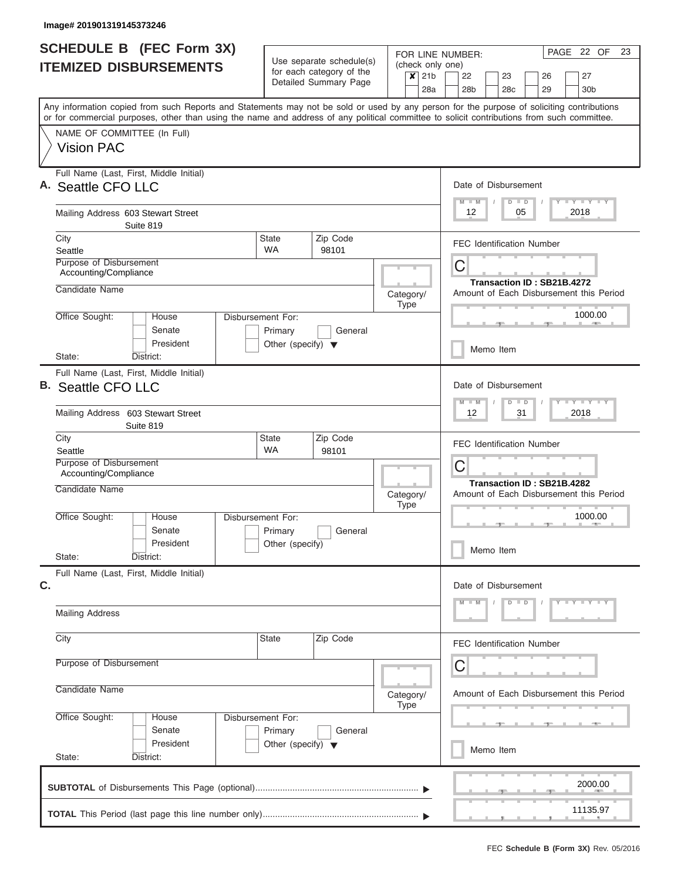Image# 201901319145373246

# SCHEDULE B (FEC Form 3X)
## ITEMIZED DISBURSEMENTS

Use separate schedule(s) for each category of the Detailed Summary Page

FOR LINE NUMBER: (check only one)
☒ 21b ☐ 22 ☐ 23 ☐ 26 ☐ 27
☐ 28a ☐ 28b ☐ 28c ☐ 29 ☐ 30b

PAGE 22 OF 23

Any information copied from such Reports and Statements may not be sold or used by any person for the purpose of soliciting contributions or for commercial purposes, other than using the name and address of any political committee to solicit contributions from such committee.

NAME OF COMMITTEE (In Full)
Vision PAC

---

**A.** Full Name (Last, First, Middle Initial): Seattle CFO LLC

Mailing Address: 603 Stewart Street, Suite 819

City: Seattle | State: WA | Zip Code: 98101

Purpose of Disbursement: Accounting/Compliance

Candidate Name:

Category/Type:

Office Sought: ☐ House ☐ Senate ☐ President

State: District:

Disbursement For: ☐ Primary ☐ General ☐ Other (specify)

Date of Disbursement: 12 / 05 / 2018

FEC Identification Number: C

Transaction ID : SB21B.4272

Amount of Each Disbursement this Period: 1000.00

☐ Memo Item

---

**B.** Full Name (Last, First, Middle Initial): Seattle CFO LLC

Mailing Address: 603 Stewart Street, Suite 819

City: Seattle | State: WA | Zip Code: 98101

Purpose of Disbursement: Accounting/Compliance

Candidate Name:

Category/Type:

Office Sought: ☐ House ☐ Senate ☐ President

State: District:

Disbursement For: ☐ Primary ☐ General ☐ Other (specify)

Date of Disbursement: 12 / 31 / 2018

FEC Identification Number: C

Transaction ID : SB21B.4282

Amount of Each Disbursement this Period: 1000.00

☐ Memo Item

---

**C.** Full Name (Last, First, Middle Initial):

Mailing Address:

City: | State: | Zip Code:

Purpose of Disbursement:

Candidate Name:

Category/Type:

Office Sought: ☐ House ☐ Senate ☐ President

State: District:

Disbursement For: ☐ Primary ☐ General ☐ Other (specify)

Date of Disbursement: M M / D D / Y Y Y Y

FEC Identification Number: C

Amount of Each Disbursement this Period:

☐ Memo Item

---

**SUBTOTAL** of Disbursements This Page (optional): 2000.00

**TOTAL** This Period (last page this line number only): 11135.97

FEC **Schedule B (Form 3X)** Rev. 05/2016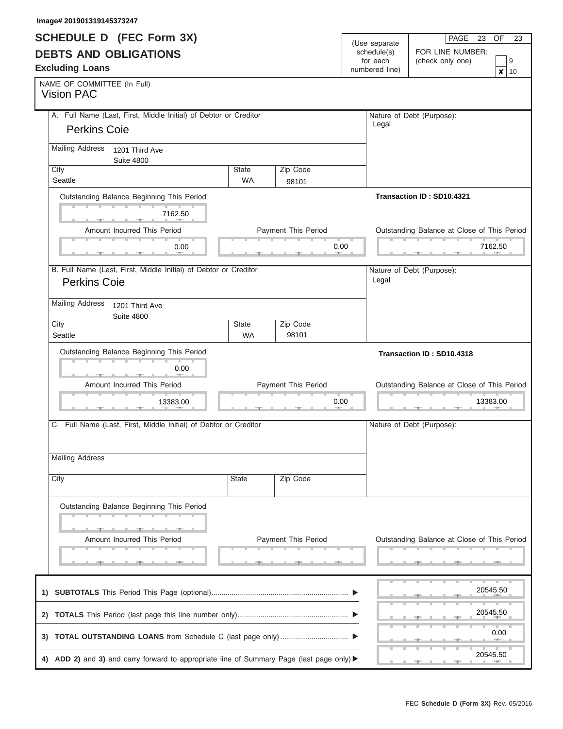Image# 201901319145373247

# SCHEDULE D (FEC Form 3X)
## DEBTS AND OBLIGATIONS
### Excluding Loans

(Use separate schedule(s) for each numbered line)

PAGE 23 OF 23

FOR LINE NUMBER: (check only one)
- [ ] 9
- [x] 10

NAME OF COMMITTEE (In Full)
Vision PAC

---

**A.** Full Name (Last, First, Middle Initial) of Debtor or Creditor
Perkins Coie

Nature of Debt (Purpose): Legal

Mailing Address: 1201 Third Ave, Suite 4800

| City | State | Zip Code |
| --- | --- | --- |
| Seattle | WA | 98101 |

Transaction ID : SD10.4321

Outstanding Balance Beginning This Period: 7162.50

| Amount Incurred This Period | Payment This Period | Outstanding Balance at Close of This Period |
| --- | --- | --- |
| 0.00 | 0.00 | 7162.50 |

---

**B.** Full Name (Last, First, Middle Initial) of Debtor or Creditor
Perkins Coie

Nature of Debt (Purpose): Legal

Mailing Address: 1201 Third Ave, Suite 4800

| City | State | Zip Code |
| --- | --- | --- |
| Seattle | WA | 98101 |

Transaction ID : SD10.4318

Outstanding Balance Beginning This Period: 0.00

| Amount Incurred This Period | Payment This Period | Outstanding Balance at Close of This Period |
| --- | --- | --- |
| 13383.00 | 0.00 | 13383.00 |

---

**C.** Full Name (Last, First, Middle Initial) of Debtor or Creditor

Nature of Debt (Purpose):

Mailing Address

| City | State | Zip Code |
| --- | --- | --- |
| | | |

Outstanding Balance Beginning This Period

| Amount Incurred This Period | Payment This Period | Outstanding Balance at Close of This Period |
| --- | --- | --- |
| | | |

---

| | |
| --- | --- |
| 1) **SUBTOTALS** This Period This Page (optional) | 20545.50 |
| 2) **TOTALS** This Period (last page this line number only) | 20545.50 |
| 3) **TOTAL OUTSTANDING LOANS** from Schedule C (last page only) | 0.00 |
| 4) **ADD 2)** and **3)** and carry forward to appropriate line of Summary Page (last page only) | 20545.50 |

FEC **Schedule D (Form 3X)** Rev. 05/2016